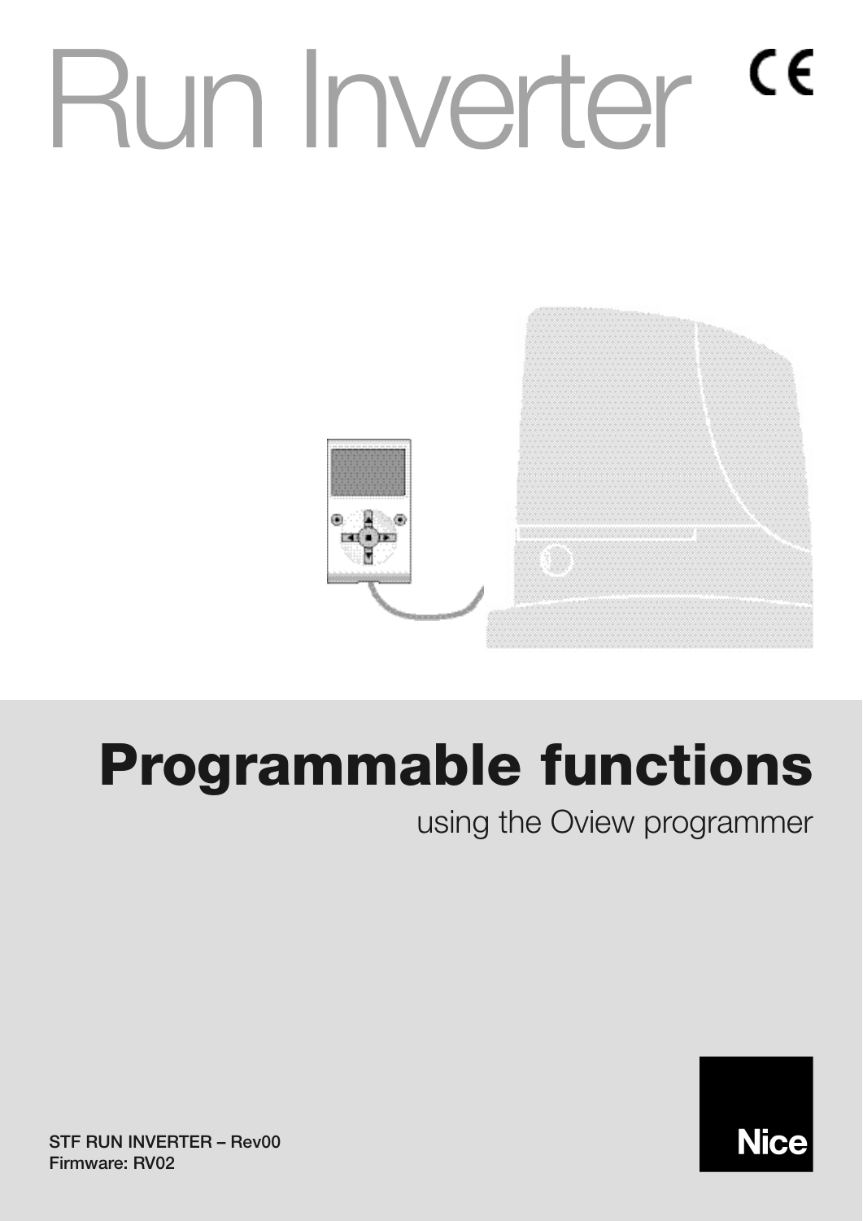# Run Inverter

CE

## Programmable functions

using the Oview programmer

STF RUN INVERTER – Rev00
Firmware: RV02

Nice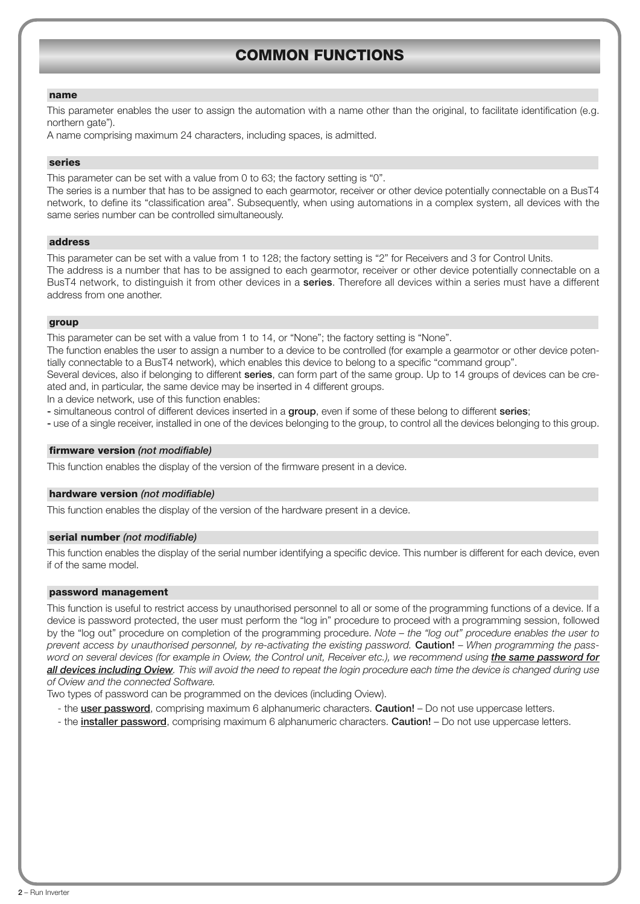# COMMON FUNCTIONS

## name

This parameter enables the user to assign the automation with a name other than the original, to facilitate identification (e.g. northern gate").

A name comprising maximum 24 characters, including spaces, is admitted.

## series

This parameter can be set with a value from 0 to 63; the factory setting is "0".

The series is a number that has to be assigned to each gearmotor, receiver or other device potentially connectable on a BusT4 network, to define its "classification area". Subsequently, when using automations in a complex system, all devices with the same series number can be controlled simultaneously.

## address

This parameter can be set with a value from 1 to 128; the factory setting is "2" for Receivers and 3 for Control Units.

The address is a number that has to be assigned to each gearmotor, receiver or other device potentially connectable on a BusT4 network, to distinguish it from other devices in a **series**. Therefore all devices within a series must have a different address from one another.

## group

This parameter can be set with a value from 1 to 14, or "None"; the factory setting is "None".

The function enables the user to assign a number to a device to be controlled (for example a gearmotor or other device potentially connectable to a BusT4 network), which enables this device to belong to a specific "command group".

Several devices, also if belonging to different **series**, can form part of the same group. Up to 14 groups of devices can be created and, in particular, the same device may be inserted in 4 different groups.

In a device network, use of this function enables:

- simultaneous control of different devices inserted in a **group**, even if some of these belong to different **series**;
- use of a single receiver, installed in one of the devices belonging to the group, to control all the devices belonging to this group.

## firmware version *(not modifiable)*

This function enables the display of the version of the firmware present in a device.

## hardware version *(not modifiable)*

This function enables the display of the version of the hardware present in a device.

## serial number *(not modifiable)*

This function enables the display of the serial number identifying a specific device. This number is different for each device, even if of the same model.

## password management

This function is useful to restrict access by unauthorised personnel to all or some of the programming functions of a device. If a device is password protected, the user must perform the "log in" procedure to proceed with a programming session, followed by the "log out" procedure on completion of the programming procedure. *Note – the "log out" procedure enables the user to prevent access by unauthorised personnel, by re-activating the existing password.* **Caution!** – *When programming the password on several devices (for example in Oview, the Control unit, Receiver etc.), we recommend using* ***the same password for all devices including Oview****. This will avoid the need to repeat the login procedure each time the device is changed during use of Oview and the connected Software.*

Two types of password can be programmed on the devices (including Oview).

- the **user password**, comprising maximum 6 alphanumeric characters. **Caution!** – Do not use uppercase letters.
- the **installer password**, comprising maximum 6 alphanumeric characters. **Caution!** – Do not use uppercase letters.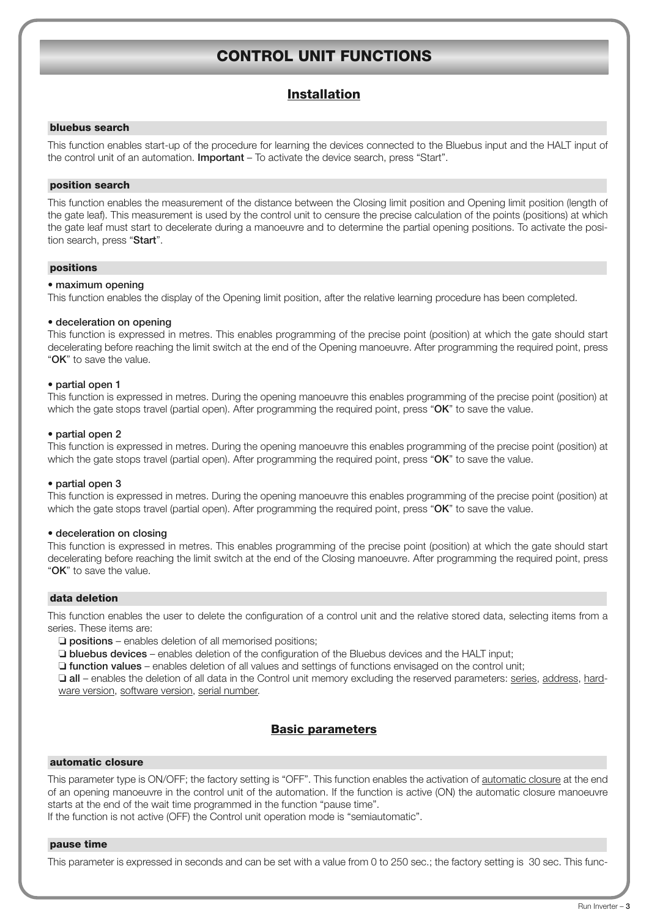# CONTROL UNIT FUNCTIONS

## Installation

### bluebus search

This function enables start-up of the procedure for learning the devices connected to the Bluebus input and the HALT input of the control unit of an automation. **Important** – To activate the device search, press "Start".

### position search

This function enables the measurement of the distance between the Closing limit position and Opening limit position (length of the gate leaf). This measurement is used by the control unit to censure the precise calculation of the points (positions) at which the gate leaf must start to decelerate during a manoeuvre and to determine the partial opening positions. To activate the position search, press "**Start**".

### positions

**• maximum opening**
This function enables the display of the Opening limit position, after the relative learning procedure has been completed.

**• deceleration on opening**
This function is expressed in metres. This enables programming of the precise point (position) at which the gate should start decelerating before reaching the limit switch at the end of the Opening manoeuvre. After programming the required point, press "**OK**" to save the value.

**• partial open 1**
This function is expressed in metres. During the opening manoeuvre this enables programming of the precise point (position) at which the gate stops travel (partial open). After programming the required point, press "**OK**" to save the value.

**• partial open 2**
This function is expressed in metres. During the opening manoeuvre this enables programming of the precise point (position) at which the gate stops travel (partial open). After programming the required point, press "**OK**" to save the value.

**• partial open 3**
This function is expressed in metres. During the opening manoeuvre this enables programming of the precise point (position) at which the gate stops travel (partial open). After programming the required point, press "**OK**" to save the value.

**• deceleration on closing**
This function is expressed in metres. This enables programming of the precise point (position) at which the gate should start decelerating before reaching the limit switch at the end of the Closing manoeuvre. After programming the required point, press "**OK**" to save the value.

### data deletion

This function enables the user to delete the configuration of a control unit and the relative stored data, selecting items from a series. These items are:

❑ **positions** – enables deletion of all memorised positions;
❑ **bluebus devices** – enables deletion of the configuration of the Bluebus devices and the HALT input;
❑ **function values** – enables deletion of all values and settings of functions envisaged on the control unit;
❑ **all** – enables the deletion of all data in the Control unit memory excluding the reserved parameters: series, address, hardware version, software version, serial number.

## Basic parameters

### automatic closure

This parameter type is ON/OFF; the factory setting is "OFF". This function enables the activation of automatic closure at the end of an opening manoeuvre in the control unit of the automation. If the function is active (ON) the automatic closure manoeuvre starts at the end of the wait time programmed in the function "pause time".
If the function is not active (OFF) the Control unit operation mode is "semiautomatic".

### pause time

This parameter is expressed in seconds and can be set with a value from 0 to 250 sec.; the factory setting is 30 sec. This func-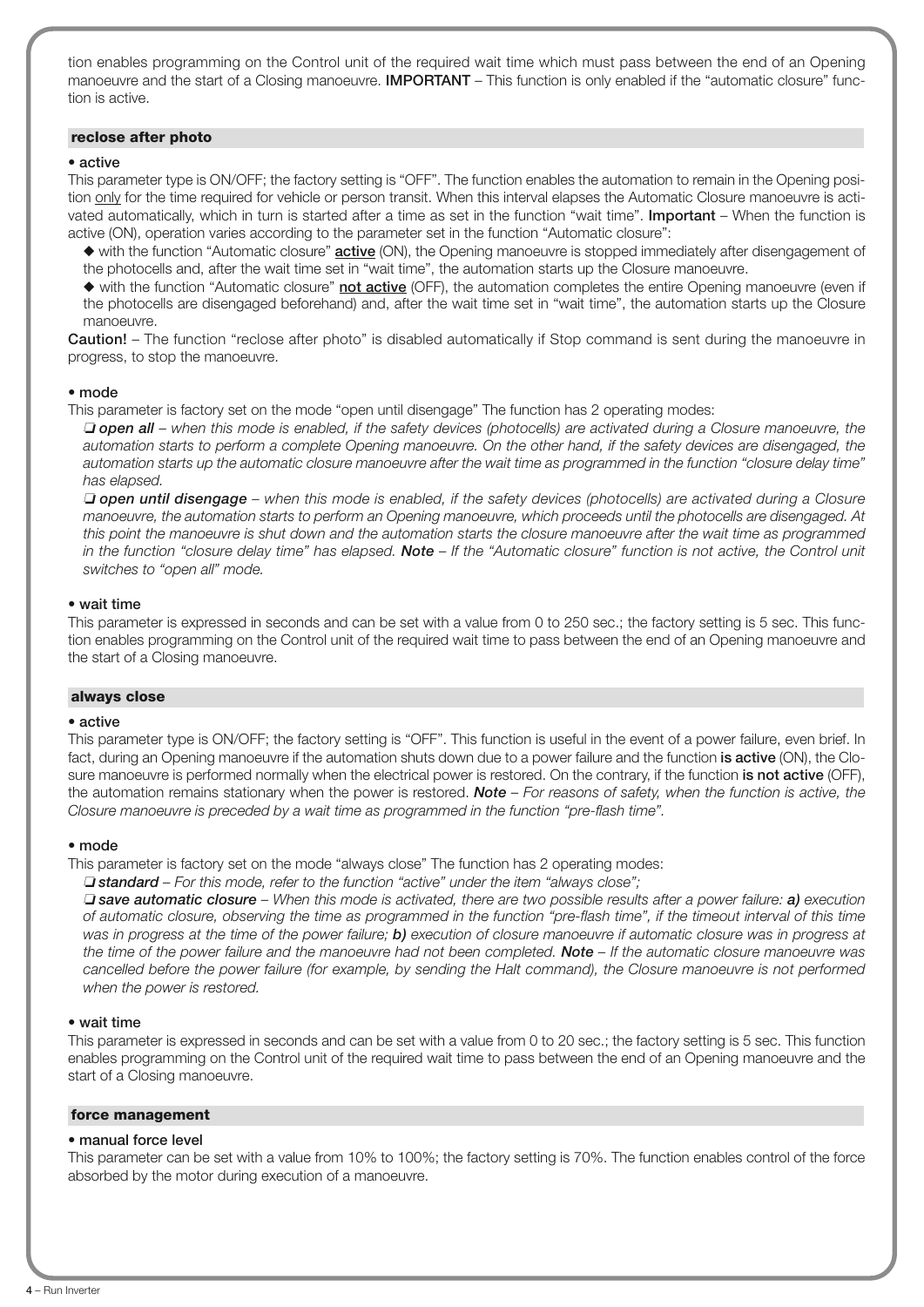tion enables programming on the Control unit of the required wait time which must pass between the end of an Opening manoeuvre and the start of a Closing manoeuvre. **IMPORTANT** – This function is only enabled if the "automatic closure" function is active.

### reclose after photo

**• active**

This parameter type is ON/OFF; the factory setting is "OFF". The function enables the automation to remain in the Opening position <u>only</u> for the time required for vehicle or person transit. When this interval elapses the Automatic Closure manoeuvre is activated automatically, which in turn is started after a time as set in the function "wait time". **Important** – When the function is active (ON), operation varies according to the parameter set in the function "Automatic closure":

◆ with the function "Automatic closure" **<u>active</u>** (ON), the Opening manoeuvre is stopped immediately after disengagement of the photocells and, after the wait time set in "wait time", the automation starts up the Closure manoeuvre.

◆ with the function "Automatic closure" **<u>not active</u>** (OFF), the automation completes the entire Opening manoeuvre (even if the photocells are disengaged beforehand) and, after the wait time set in "wait time", the automation starts up the Closure manoeuvre.

**Caution!** – The function "reclose after photo" is disabled automatically if Stop command is sent during the manoeuvre in progress, to stop the manoeuvre.

**• mode**

This parameter is factory set on the mode "open until disengage" The function has 2 operating modes:

❑ ***open all*** – *when this mode is enabled, if the safety devices (photocells) are activated during a Closure manoeuvre, the automation starts to perform a complete Opening manoeuvre. On the other hand, if the safety devices are disengaged, the automation starts up the automatic closure manoeuvre after the wait time as programmed in the function "closure delay time" has elapsed.*

❑ ***open until disengage*** – *when this mode is enabled, if the safety devices (photocells) are activated during a Closure manoeuvre, the automation starts to perform an Opening manoeuvre, which proceeds until the photocells are disengaged. At this point the manoeuvre is shut down and the automation starts the closure manoeuvre after the wait time as programmed in the function "closure delay time" has elapsed.* ***Note*** – *If the "Automatic closure" function is not active, the Control unit switches to "open all" mode.*

**• wait time**

This parameter is expressed in seconds and can be set with a value from 0 to 250 sec.; the factory setting is 5 sec. This function enables programming on the Control unit of the required wait time to pass between the end of an Opening manoeuvre and the start of a Closing manoeuvre.

### always close

**• active**

This parameter type is ON/OFF; the factory setting is "OFF". This function is useful in the event of a power failure, even brief. In fact, during an Opening manoeuvre if the automation shuts down due to a power failure and the function **is active** (ON), the Closure manoeuvre is performed normally when the electrical power is restored. On the contrary, if the function **is not active** (OFF), the automation remains stationary when the power is restored. ***Note*** – *For reasons of safety, when the function is active, the Closure manoeuvre is preceded by a wait time as programmed in the function "pre-flash time".*

**• mode**

This parameter is factory set on the mode "always close" The function has 2 operating modes:

❑ ***standard*** – *For this mode, refer to the function "active" under the item "always close";*

❑ ***save automatic closure*** – *When this mode is activated, there are two possible results after a power failure:* ***a)*** *execution of automatic closure, observing the time as programmed in the function "pre-flash time", if the timeout interval of this time was in progress at the time of the power failure;* ***b)*** *execution of closure manoeuvre if automatic closure was in progress at the time of the power failure and the manoeuvre had not been completed.* ***Note*** – *If the automatic closure manoeuvre was cancelled before the power failure (for example, by sending the Halt command), the Closure manoeuvre is not performed when the power is restored.*

**• wait time**

This parameter is expressed in seconds and can be set with a value from 0 to 20 sec.; the factory setting is 5 sec. This function enables programming on the Control unit of the required wait time to pass between the end of an Opening manoeuvre and the start of a Closing manoeuvre.

### force management

**• manual force level**

This parameter can be set with a value from 10% to 100%; the factory setting is 70%. The function enables control of the force absorbed by the motor during execution of a manoeuvre.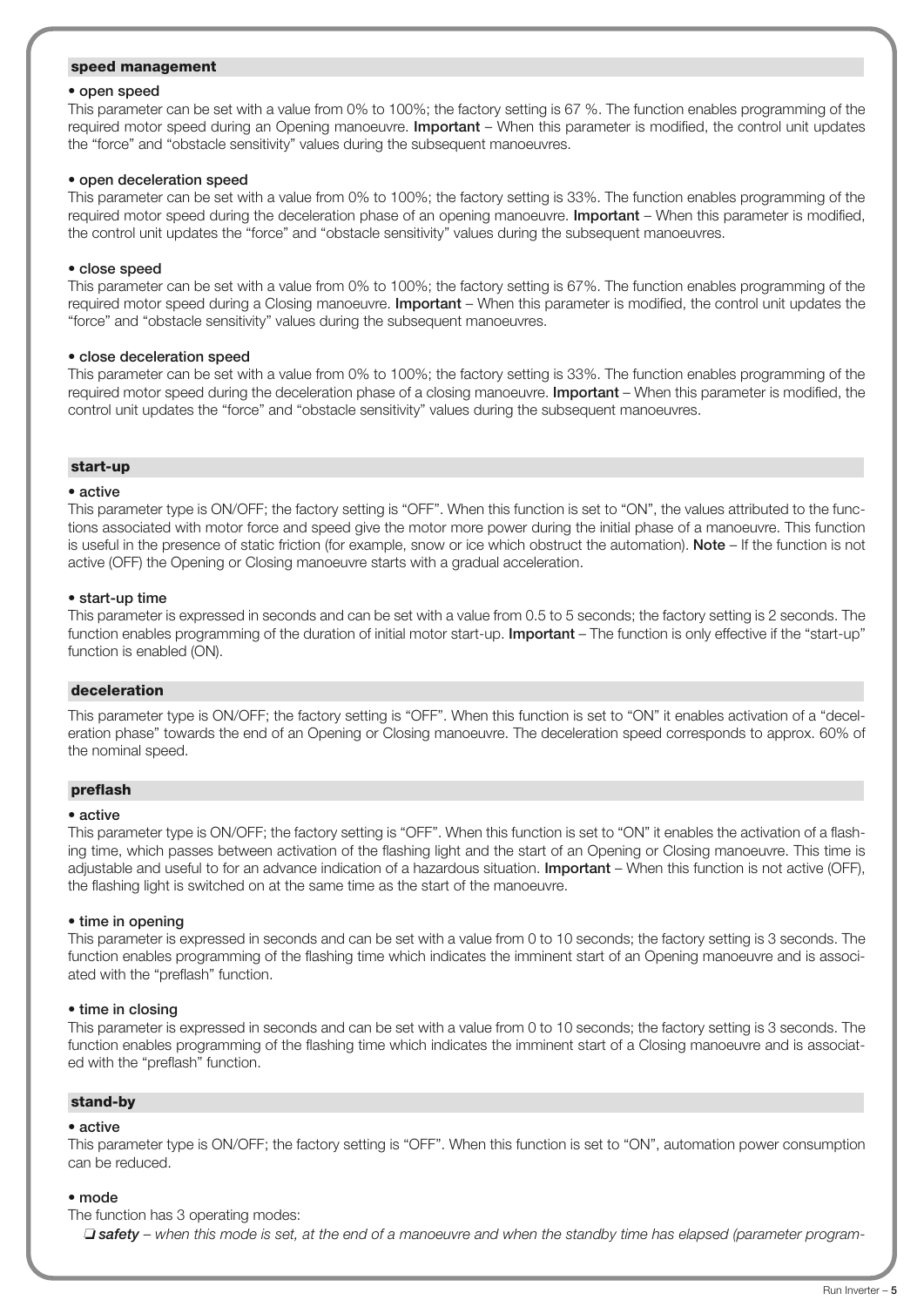### speed management

**• open speed**

This parameter can be set with a value from 0% to 100%; the factory setting is 67 %. The function enables programming of the required motor speed during an Opening manoeuvre. **Important** – When this parameter is modified, the control unit updates the "force" and "obstacle sensitivity" values during the subsequent manoeuvres.

**• open deceleration speed**

This parameter can be set with a value from 0% to 100%; the factory setting is 33%. The function enables programming of the required motor speed during the deceleration phase of an opening manoeuvre. **Important** – When this parameter is modified, the control unit updates the "force" and "obstacle sensitivity" values during the subsequent manoeuvres.

**• close speed**

This parameter can be set with a value from 0% to 100%; the factory setting is 67%. The function enables programming of the required motor speed during a Closing manoeuvre. **Important** – When this parameter is modified, the control unit updates the "force" and "obstacle sensitivity" values during the subsequent manoeuvres.

**• close deceleration speed**

This parameter can be set with a value from 0% to 100%; the factory setting is 33%. The function enables programming of the required motor speed during the deceleration phase of a closing manoeuvre. **Important** – When this parameter is modified, the control unit updates the "force" and "obstacle sensitivity" values during the subsequent manoeuvres.

### start-up

**• active**

This parameter type is ON/OFF; the factory setting is "OFF". When this function is set to "ON", the values attributed to the functions associated with motor force and speed give the motor more power during the initial phase of a manoeuvre. This function is useful in the presence of static friction (for example, snow or ice which obstruct the automation). **Note** – If the function is not active (OFF) the Opening or Closing manoeuvre starts with a gradual acceleration.

**• start-up time**

This parameter is expressed in seconds and can be set with a value from 0.5 to 5 seconds; the factory setting is 2 seconds. The function enables programming of the duration of initial motor start-up. **Important** – The function is only effective if the "start-up" function is enabled (ON).

### deceleration

This parameter type is ON/OFF; the factory setting is "OFF". When this function is set to "ON" it enables activation of a "deceleration phase" towards the end of an Opening or Closing manoeuvre. The deceleration speed corresponds to approx. 60% of the nominal speed.

### preflash

**• active**

This parameter type is ON/OFF; the factory setting is "OFF". When this function is set to "ON" it enables the activation of a flashing time, which passes between activation of the flashing light and the start of an Opening or Closing manoeuvre. This time is adjustable and useful to for an advance indication of a hazardous situation. **Important** – When this function is not active (OFF), the flashing light is switched on at the same time as the start of the manoeuvre.

**• time in opening**

This parameter is expressed in seconds and can be set with a value from 0 to 10 seconds; the factory setting is 3 seconds. The function enables programming of the flashing time which indicates the imminent start of an Opening manoeuvre and is associated with the "preflash" function.

**• time in closing**

This parameter is expressed in seconds and can be set with a value from 0 to 10 seconds; the factory setting is 3 seconds. The function enables programming of the flashing time which indicates the imminent start of a Closing manoeuvre and is associated with the "preflash" function.

### stand-by

**• active**

This parameter type is ON/OFF; the factory setting is "OFF". When this function is set to "ON", automation power consumption can be reduced.

**• mode**

The function has 3 operating modes:

❑ ***safety*** *– when this mode is set, at the end of a manoeuvre and when the standby time has elapsed (parameter program-*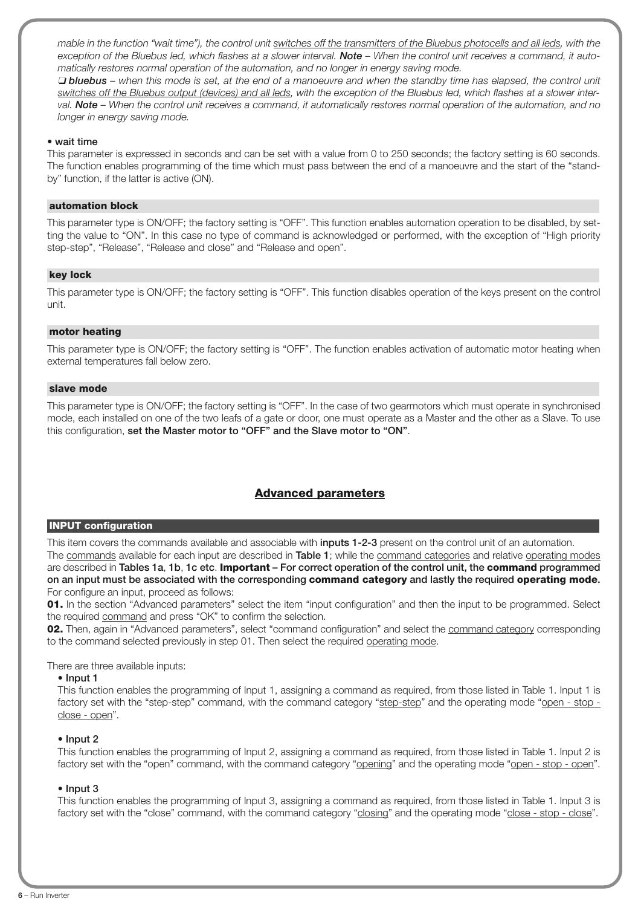*mable in the function "wait time"), the control unit* <u>*switches off the transmitters of the Bluebus photocells and all leds*</u>*, with the exception of the Bluebus led, which flashes at a slower interval.* ***Note*** *– When the control unit receives a command, it automatically restores normal operation of the automation, and no longer in energy saving mode.*

❏ ***bluebus*** *– when this mode is set, at the end of a manoeuvre and when the standby time has elapsed, the control unit* <u>*switches off the Bluebus output (devices) and all leds*</u>*, with the exception of the Bluebus led, which flashes at a slower interval.* ***Note*** *– When the control unit receives a command, it automatically restores normal operation of the automation, and no longer in energy saving mode.*

**• wait time**

This parameter is expressed in seconds and can be set with a value from 0 to 250 seconds; the factory setting is 60 seconds. The function enables programming of the time which must pass between the end of a manoeuvre and the start of the "standby" function, if the latter is active (ON).

### automation block

This parameter type is ON/OFF; the factory setting is "OFF". This function enables automation operation to be disabled, by setting the value to "ON". In this case no type of command is acknowledged or performed, with the exception of "High priority step-step", "Release", "Release and close" and "Release and open".

### key lock

This parameter type is ON/OFF; the factory setting is "OFF". This function disables operation of the keys present on the control unit.

### motor heating

This parameter type is ON/OFF; the factory setting is "OFF". The function enables activation of automatic motor heating when external temperatures fall below zero.

### slave mode

This parameter type is ON/OFF; the factory setting is "OFF". In the case of two gearmotors which must operate in synchronised mode, each installed on one of the two leafs of a gate or door, one must operate as a Master and the other as a Slave. To use this configuration, **set the Master motor to "OFF" and the Slave motor to "ON"**.

## Advanced parameters

### INPUT configuration

This item covers the commands available and associable with **inputs 1-2-3** present on the control unit of an automation.
The <u>commands</u> available for each input are described in **Table 1**; while the <u>command categories</u> and relative <u>operating modes</u> are described in **Tables 1a**, **1b**, **1c etc**. **Important – For correct operation of the control unit, the command programmed on an input must be associated with the corresponding command category and lastly the required operating mode.**
For configure an input, proceed as follows:

**01.** In the section "Advanced parameters" select the item "input configuration" and then the input to be programmed. Select the required <u>command</u> and press "OK" to confirm the selection.

**02.** Then, again in "Advanced parameters", select "command configuration" and select the <u>command category</u> corresponding to the command selected previously in step 01. Then select the required <u>operating mode</u>.

There are three available inputs:

**• Input 1**

This function enables the programming of Input 1, assigning a command as required, from those listed in Table 1. Input 1 is factory set with the "step-step" command, with the command category "<u>step-step</u>" and the operating mode "<u>open - stop - close - open</u>".

**• Input 2**

This function enables the programming of Input 2, assigning a command as required, from those listed in Table 1. Input 2 is factory set with the "open" command, with the command category "<u>opening</u>" and the operating mode "<u>open - stop - open</u>".

**• Input 3**

This function enables the programming of Input 3, assigning a command as required, from those listed in Table 1. Input 3 is factory set with the "close" command, with the command category "<u>closing</u>" and the operating mode "<u>close - stop - close</u>".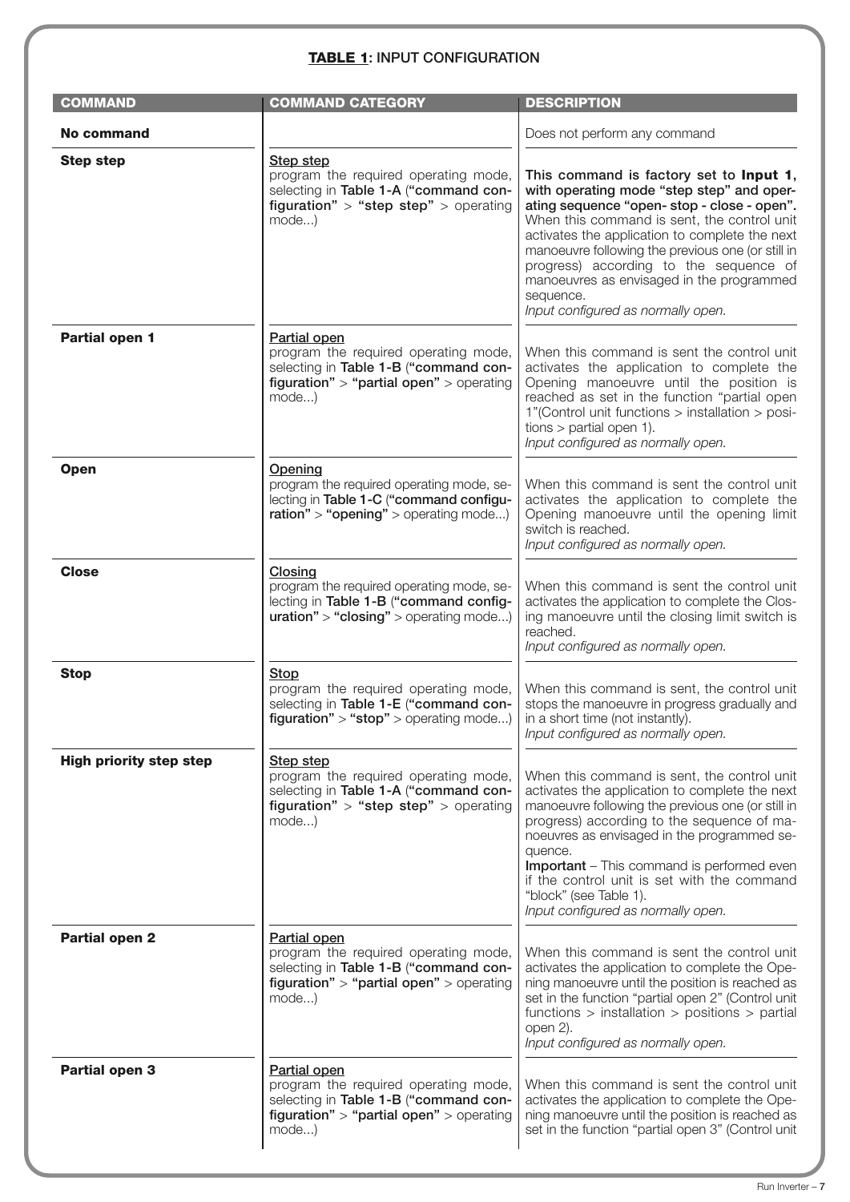**TABLE 1**: INPUT CONFIGURATION

| COMMAND | COMMAND CATEGORY | DESCRIPTION |
|---|---|---|
| **No command** | | Does not perform any command |
| **Step step** | Step step<br>program the required operating mode, selecting in **Table 1-A** (**"command configuration"** > **"step step"** > operating mode...) | **This command is factory set to Input 1, with operating mode "step step" and operating sequence "open- stop - close - open".** When this command is sent, the control unit activates the application to complete the next manoeuvre following the previous one (or still in progress) according to the sequence of manoeuvres as envisaged in the programmed sequence.<br>*Input configured as normally open.* |
| **Partial open 1** | Partial open<br>program the required operating mode, selecting in **Table 1-B** (**"command configuration"** > **"partial open"** > operating mode...) | When this command is sent the control unit activates the application to complete the Opening manoeuvre until the position is reached as set in the function "partial open 1"(Control unit functions > installation > positions > partial open 1).<br>*Input configured as normally open.* |
| **Open** | Opening<br>program the required operating mode, selecting in **Table 1-C** (**"command configuration"** > **"opening"** > operating mode...) | When this command is sent the control unit activates the application to complete the Opening manoeuvre until the opening limit switch is reached.<br>*Input configured as normally open.* |
| **Close** | Closing<br>program the required operating mode, selecting in **Table 1-B** (**"command configuration"** > **"closing"** > operating mode...) | When this command is sent the control unit activates the application to complete the Closing manoeuvre until the closing limit switch is reached.<br>*Input configured as normally open.* |
| **Stop** | Stop<br>program the required operating mode, selecting in **Table 1-E** (**"command configuration"** > **"stop"** > operating mode...) | When this command is sent, the control unit stops the manoeuvre in progress gradually and in a short time (not instantly).<br>*Input configured as normally open.* |
| **High priority step step** | Step step<br>program the required operating mode, selecting in **Table 1-A** (**"command configuration"** > **"step step"** > operating mode...) | When this command is sent, the control unit activates the application to complete the next manoeuvre following the previous one (or still in progress) according to the sequence of manoeuvres as envisaged in the programmed sequence.<br>**Important** – This command is performed even if the control unit is set with the command "block" (see Table 1).<br>*Input configured as normally open.* |
| **Partial open 2** | Partial open<br>program the required operating mode, selecting in **Table 1-B** (**"command configuration"** > **"partial open"** > operating mode...) | When this command is sent the control unit activates the application to complete the Opening manoeuvre until the position is reached as set in the function "partial open 2" (Control unit functions > installation > positions > partial open 2).<br>*Input configured as normally open.* |
| **Partial open 3** | Partial open<br>program the required operating mode, selecting in **Table 1-B** (**"command configuration"** > **"partial open"** > operating mode...) | When this command is sent the control unit activates the application to complete the Opening manoeuvre until the position is reached as set in the function "partial open 3" (Control unit |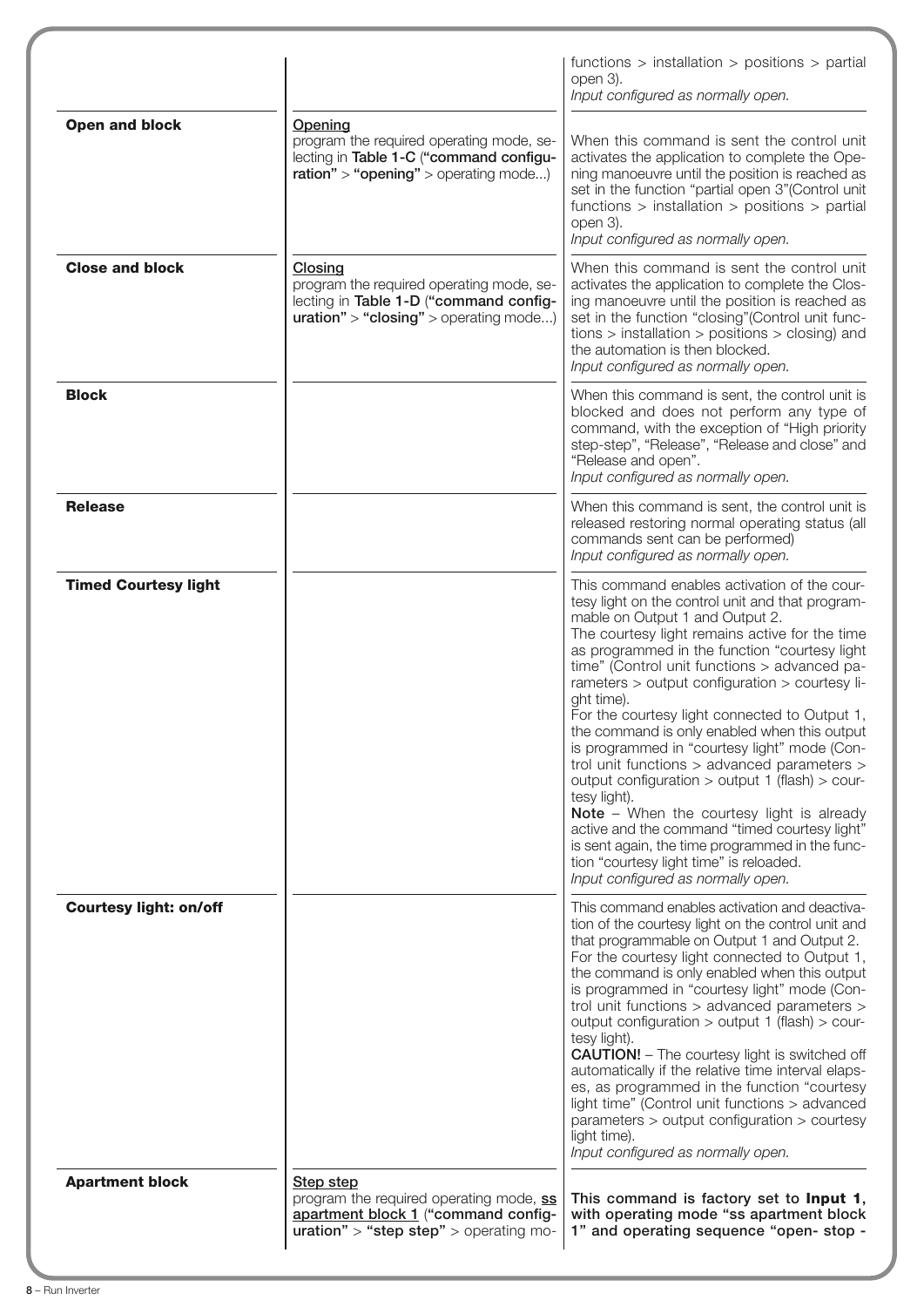| | | |
|---|---|---|
| | | functions > installation > positions > partial open 3).<br>*Input configured as normally open.* |
| **Open and block** | <u>Opening</u><br>program the required operating mode, selecting in **Table 1-C** (**"command configuration"** > **"opening"** > operating mode...) | When this command is sent the control unit activates the application to complete the Opening manoeuvre until the position is reached as set in the function "partial open 3"(Control unit functions > installation > positions > partial open 3).<br>*Input configured as normally open.* |
| **Close and block** | <u>Closing</u><br>program the required operating mode, selecting in **Table 1-D** (**"command configuration"** > **"closing"** > operating mode...) | When this command is sent the control unit activates the application to complete the Closing manoeuvre until the position is reached as set in the function "closing"(Control unit functions > installation > positions > closing) and the automation is then blocked.<br>*Input configured as normally open.* |
| **Block** | | When this command is sent, the control unit is blocked and does not perform any type of command, with the exception of "High priority step-step", "Release", "Release and close" and "Release and open".<br>*Input configured as normally open.* |
| **Release** | | When this command is sent, the control unit is released restoring normal operating status (all commands sent can be performed)<br>*Input configured as normally open.* |
| **Timed Courtesy light** | | This command enables activation of the courtesy light on the control unit and that programmable on Output 1 and Output 2.<br>The courtesy light remains active for the time as programmed in the function "courtesy light time" (Control unit functions > advanced parameters > output configuration > courtesy light time).<br>For the courtesy light connected to Output 1, the command is only enabled when this output is programmed in "courtesy light" mode (Control unit functions > advanced parameters > output configuration > output 1 (flash) > courtesy light).<br>**Note** – When the courtesy light is already active and the command "timed courtesy light" is sent again, the time programmed in the function "courtesy light time" is reloaded.<br>*Input configured as normally open.* |
| **Courtesy light: on/off** | | This command enables activation and deactivation of the courtesy light on the control unit and that programmable on Output 1 and Output 2.<br>For the courtesy light connected to Output 1, the command is only enabled when this output is programmed in "courtesy light" mode (Control unit functions > advanced parameters > output configuration > output 1 (flash) > courtesy light).<br>**CAUTION!** – The courtesy light is switched off automatically if the relative time interval elapses, as programmed in the function "courtesy light time" (Control unit functions > advanced parameters > output configuration > courtesy light time).<br>*Input configured as normally open.* |
| **Apartment block** | <u>Step step</u><br>program the required operating mode, <u>**ss apartment block 1**</u> (**"command configuration"** > **"step step"** > operating mo- | **This command is factory set to Input 1, with operating mode "ss apartment block 1" and operating sequence "open- stop -** |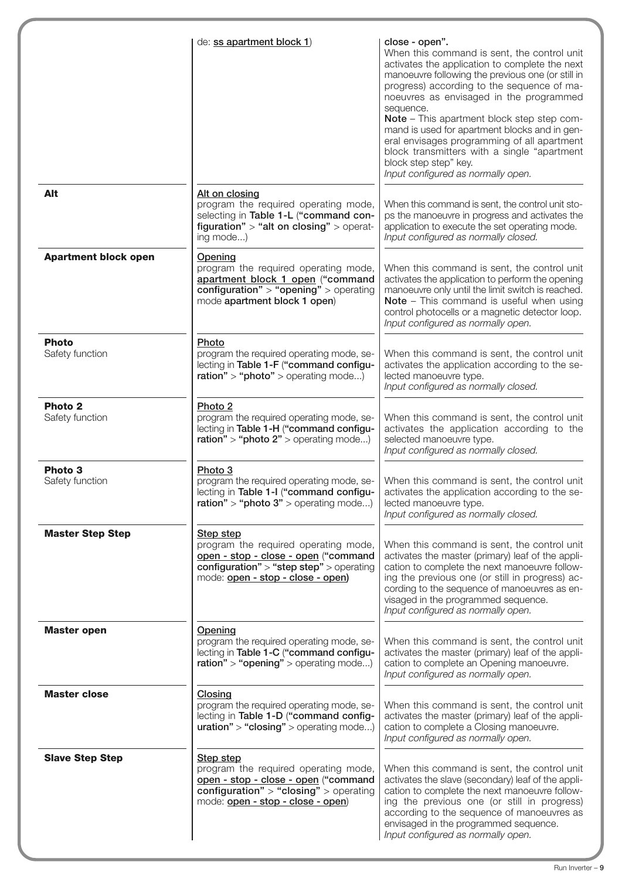| | | |
|---|---|---|
| | de: **ss apartment block 1**) | **close - open".**<br>When this command is sent, the control unit activates the application to complete the next manoeuvre following the previous one (or still in progress) according to the sequence of manoeuvres as envisaged in the programmed sequence.<br>**Note** – This apartment block step step command is used for apartment blocks and in general envisages programming of all apartment block transmitters with a single "apartment block step step" key.<br>*Input configured as normally open.* |
| **Alt** | Alt on closing<br>program the required operating mode, selecting in **Table 1-L** (**"command configuration"** > **"alt on closing"** > operating mode...) | When this command is sent, the control unit stops the manoeuvre in progress and activates the application to execute the set operating mode.<br>*Input configured as normally closed.* |
| **Apartment block open** | Opening<br>program the required operating mode, **apartment block 1 open** (**"command configuration"** > **"opening"** > operating mode **apartment block 1 open**) | When this command is sent, the control unit activates the application to perform the opening manoeuvre only until the limit switch is reached.<br>**Note** – This command is useful when using control photocells or a magnetic detector loop.<br>*Input configured as normally open.* |
| **Photo**<br>Safety function | Photo<br>program the required operating mode, selecting in **Table 1-F** (**"command configuration"** > **"photo"** > operating mode...) | When this command is sent, the control unit activates the application according to the selected manoeuvre type.<br>*Input configured as normally closed.* |
| **Photo 2**<br>Safety function | Photo 2<br>program the required operating mode, selecting in **Table 1-H** (**"command configuration"** > **"photo 2"** > operating mode...) | When this command is sent, the control unit activates the application according to the selected manoeuvre type.<br>*Input configured as normally closed.* |
| **Photo 3**<br>Safety function | Photo 3<br>program the required operating mode, selecting in **Table 1-I** (**"command configuration"** > **"photo 3"** > operating mode...) | When this command is sent, the control unit activates the application according to the selected manoeuvre type.<br>*Input configured as normally closed.* |
| **Master Step Step** | Step step<br>program the required operating mode, **open - stop - close - open** (**"command configuration"** > **"step step"** > operating mode: **open - stop - close - open**) | When this command is sent, the control unit activates the master (primary) leaf of the application to complete the next manoeuvre following the previous one (or still in progress) according to the sequence of manoeuvres as envisaged in the programmed sequence.<br>*Input configured as normally open.* |
| **Master open** | Opening<br>program the required operating mode, selecting in **Table 1-C** (**"command configuration"** > **"opening"** > operating mode...) | When this command is sent, the control unit activates the master (primary) leaf of the application to complete an Opening manoeuvre.<br>*Input configured as normally open.* |
| **Master close** | Closing<br>program the required operating mode, selecting in **Table 1-D** (**"command configuration"** > **"closing"** > operating mode...) | When this command is sent, the control unit activates the master (primary) leaf of the application to complete a Closing manoeuvre.<br>*Input configured as normally open.* |
| **Slave Step Step** | Step step<br>program the required operating mode, **open - stop - close - open** (**"command configuration"** > **"closing"** > operating mode: **open - stop - close - open**) | When this command is sent, the control unit activates the slave (secondary) leaf of the application to complete the next manoeuvre following the previous one (or still in progress) according to the sequence of manoeuvres as envisaged in the programmed sequence.<br>*Input configured as normally open.* |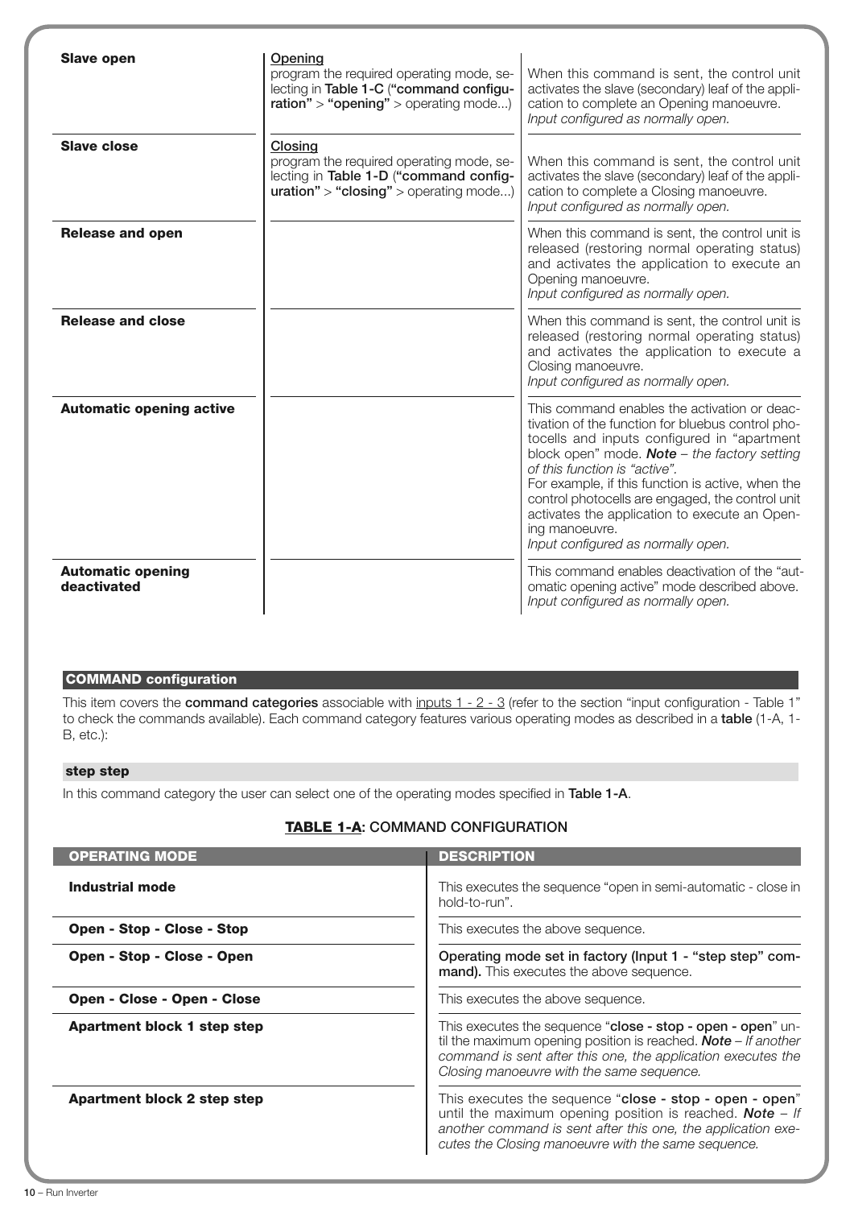| | | |
|---|---|---|
| **Slave open** | <u>Opening</u><br>program the required operating mode, selecting in **Table 1-C** (**"command configuration"** > **"opening"** > operating mode...) | When this command is sent, the control unit activates the slave (secondary) leaf of the application to complete an Opening manoeuvre.<br>*Input configured as normally open.* |
| **Slave close** | <u>Closing</u><br>program the required operating mode, selecting in **Table 1-D** (**"command configuration"** > **"closing"** > operating mode...) | When this command is sent, the control unit activates the slave (secondary) leaf of the application to complete a Closing manoeuvre.<br>*Input configured as normally open.* |
| **Release and open** | | When this command is sent, the control unit is released (restoring normal operating status) and activates the application to execute an Opening manoeuvre.<br>*Input configured as normally open.* |
| **Release and close** | | When this command is sent, the control unit is released (restoring normal operating status) and activates the application to execute a Closing manoeuvre.<br>*Input configured as normally open.* |
| **Automatic opening active** | | This command enables the activation or deactivation of the function for bluebus control photocells and inputs configured in "apartment block open" mode. ***Note*** *– the factory setting of this function is "active".*<br>For example, if this function is active, when the control photocells are engaged, the control unit activates the application to execute an Opening manoeuvre.<br>*Input configured as normally open.* |
| **Automatic opening deactivated** | | This command enables deactivation of the "automatic opening active" mode described above.<br>*Input configured as normally open.* |

## COMMAND configuration

This item covers the **command categories** associable with <u>inputs 1 - 2 - 3</u> (refer to the section "input configuration - Table 1" to check the commands available). Each command category features various operating modes as described in a **table** (1-A, 1-B, etc.):

### step step

In this command category the user can select one of the operating modes specified in **Table 1-A**.

**<u>TABLE 1-A</u>: COMMAND CONFIGURATION**

| OPERATING MODE | DESCRIPTION |
|---|---|
| **Industrial mode** | This executes the sequence "open in semi-automatic - close in hold-to-run". |
| **Open - Stop - Close - Stop** | This executes the above sequence. |
| **Open - Stop - Close - Open** | **Operating mode set in factory (Input 1 - "step step" command).** This executes the above sequence. |
| **Open - Close - Open - Close** | This executes the above sequence. |
| **Apartment block 1 step step** | This executes the sequence "**close - stop - open - open**" until the maximum opening position is reached. ***Note*** *– If another command is sent after this one, the application executes the Closing manoeuvre with the same sequence.* |
| **Apartment block 2 step step** | This executes the sequence "**close - stop - open - open**" until the maximum opening position is reached. ***Note*** *– If another command is sent after this one, the application executes the Closing manoeuvre with the same sequence.* |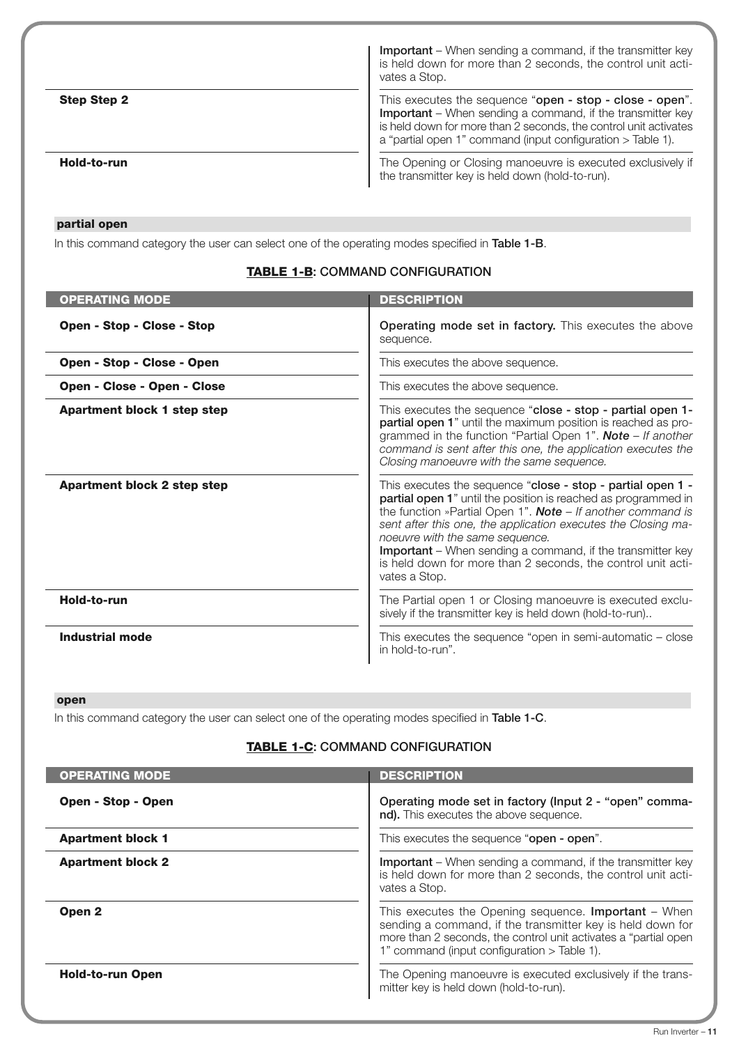| | |
|---|---|
| | **Important** – When sending a command, if the transmitter key is held down for more than 2 seconds, the control unit activates a Stop. |
| **Step Step 2** | This executes the sequence "**open - stop - close - open**". **Important** – When sending a command, if the transmitter key is held down for more than 2 seconds, the control unit activates a "partial open 1" command (input configuration > Table 1). |
| **Hold-to-run** | The Opening or Closing manoeuvre is executed exclusively if the transmitter key is held down (hold-to-run). |

### partial open

In this command category the user can select one of the operating modes specified in **Table 1-B**.

**TABLE 1-B: COMMAND CONFIGURATION**

| OPERATING MODE | DESCRIPTION |
|---|---|
| **Open - Stop - Close - Stop** | **Operating mode set in factory.** This executes the above sequence. |
| **Open - Stop - Close - Open** | This executes the above sequence. |
| **Open - Close - Open - Close** | This executes the above sequence. |
| **Apartment block 1 step step** | This executes the sequence "**close - stop - partial open 1- partial open 1**" until the maximum position is reached as programmed in the function "Partial Open 1". ***Note*** – *If another command is sent after this one, the application executes the Closing manoeuvre with the same sequence.* |
| **Apartment block 2 step step** | This executes the sequence "**close - stop - partial open 1 - partial open 1**" until the position is reached as programmed in the function »Partial Open 1". ***Note*** – *If another command is sent after this one, the application executes the Closing manoeuvre with the same sequence.* **Important** – When sending a command, if the transmitter key is held down for more than 2 seconds, the control unit activates a Stop. |
| **Hold-to-run** | The Partial open 1 or Closing manoeuvre is executed exclusively if the transmitter key is held down (hold-to-run).. |
| **Industrial mode** | This executes the sequence "open in semi-automatic – close in hold-to-run". |

### open

In this command category the user can select one of the operating modes specified in **Table 1-C**.

**TABLE 1-C: COMMAND CONFIGURATION**

| OPERATING MODE | DESCRIPTION |
|---|---|
| **Open - Stop - Open** | **Operating mode set in factory (Input 2 - "open" command).** This executes the above sequence. |
| **Apartment block 1** | This executes the sequence "**open - open**". |
| **Apartment block 2** | **Important** – When sending a command, if the transmitter key is held down for more than 2 seconds, the control unit activates a Stop. |
| **Open 2** | This executes the Opening sequence. **Important** – When sending a command, if the transmitter key is held down for more than 2 seconds, the control unit activates a "partial open 1" command (input configuration > Table 1). |
| **Hold-to-run Open** | The Opening manoeuvre is executed exclusively if the transmitter key is held down (hold-to-run). |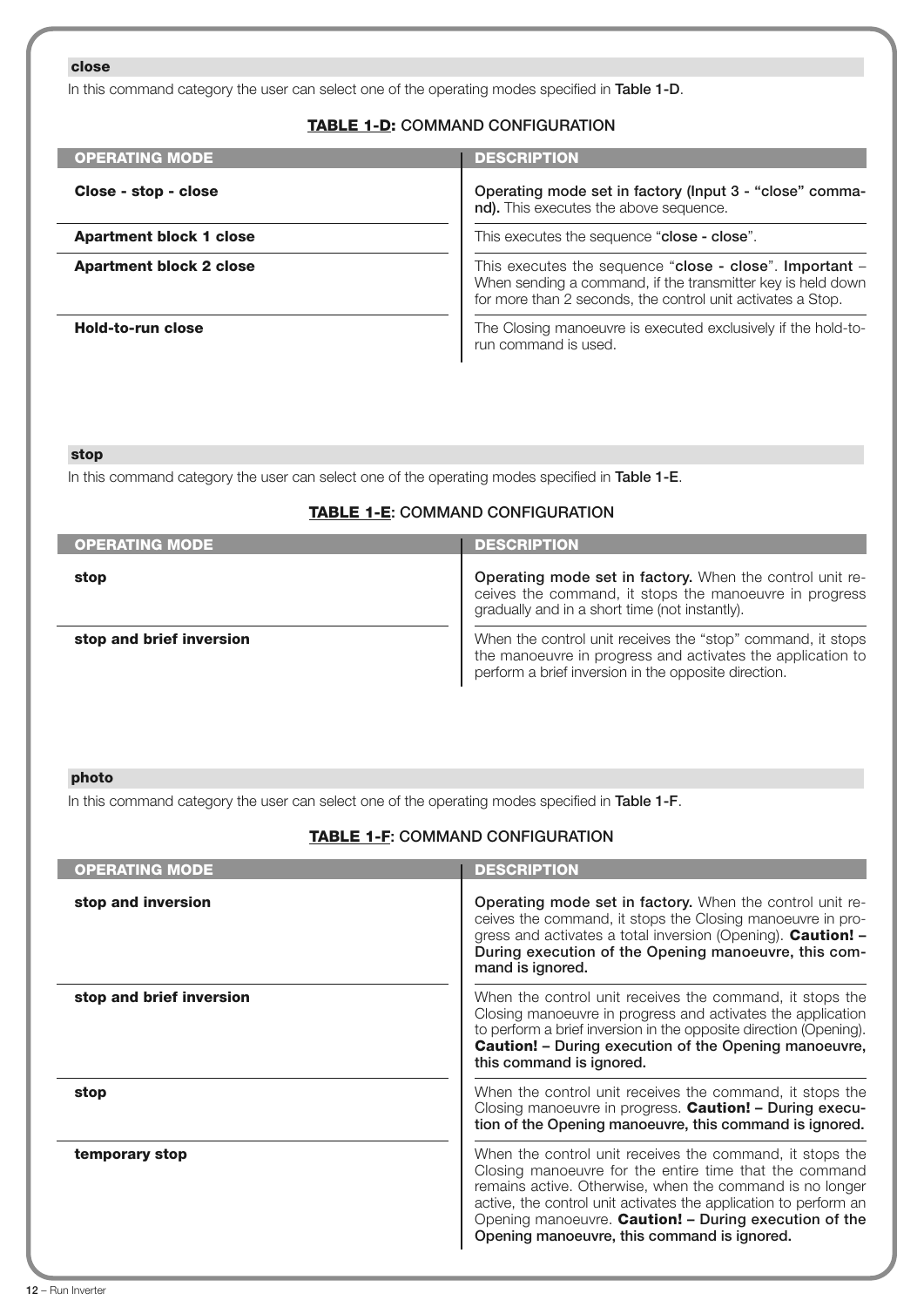### close

In this command category the user can select one of the operating modes specified in **Table 1-D**.

**TABLE 1-D: COMMAND CONFIGURATION**

| OPERATING MODE | DESCRIPTION |
|---|---|
| **Close - stop - close** | **Operating mode set in factory (Input 3 - "close" command).** This executes the above sequence. |
| **Apartment block 1 close** | This executes the sequence "**close - close**". |
| **Apartment block 2 close** | This executes the sequence "**close - close**". **Important** – When sending a command, if the transmitter key is held down for more than 2 seconds, the control unit activates a Stop. |
| **Hold-to-run close** | The Closing manoeuvre is executed exclusively if the hold-to-run command is used. |

### stop

In this command category the user can select one of the operating modes specified in **Table 1-E**.

**TABLE 1-E: COMMAND CONFIGURATION**

| OPERATING MODE | DESCRIPTION |
|---|---|
| **stop** | **Operating mode set in factory.** When the control unit receives the command, it stops the manoeuvre in progress gradually and in a short time (not instantly). |
| **stop and brief inversion** | When the control unit receives the "stop" command, it stops the manoeuvre in progress and activates the application to perform a brief inversion in the opposite direction. |

### photo

In this command category the user can select one of the operating modes specified in **Table 1-F**.

**TABLE 1-F: COMMAND CONFIGURATION**

| OPERATING MODE | DESCRIPTION |
|---|---|
| **stop and inversion** | **Operating mode set in factory.** When the control unit receives the command, it stops the Closing manoeuvre in progress and activates a total inversion (Opening). **Caution! – During execution of the Opening manoeuvre, this command is ignored.** |
| **stop and brief inversion** | When the control unit receives the command, it stops the Closing manoeuvre in progress and activates the application to perform a brief inversion in the opposite direction (Opening). **Caution! – During execution of the Opening manoeuvre, this command is ignored.** |
| **stop** | When the control unit receives the command, it stops the Closing manoeuvre in progress. **Caution! – During execution of the Opening manoeuvre, this command is ignored.** |
| **temporary stop** | When the control unit receives the command, it stops the Closing manoeuvre for the entire time that the command remains active. Otherwise, when the command is no longer active, the control unit activates the application to perform an Opening manoeuvre. **Caution! – During execution of the Opening manoeuvre, this command is ignored.** |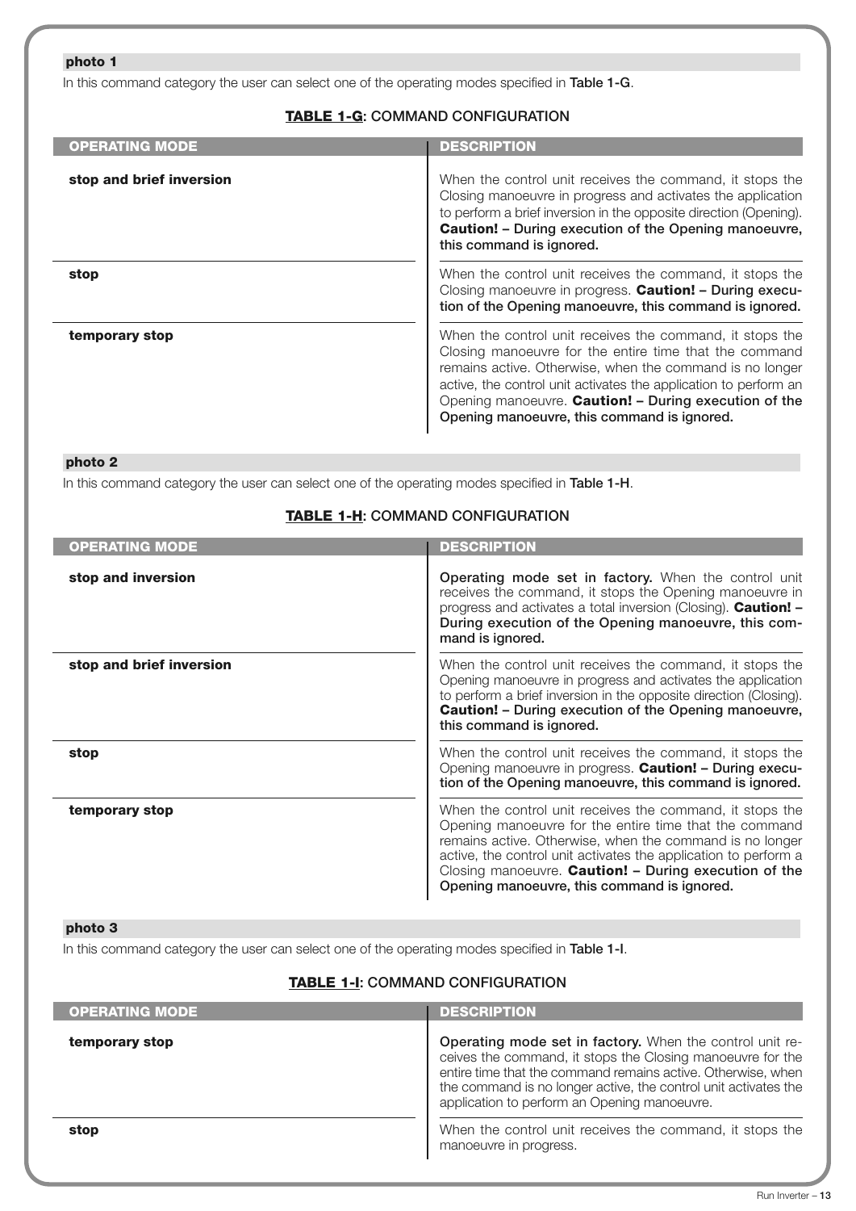**photo 1**

In this command category the user can select one of the operating modes specified in **Table 1-G**.

**TABLE 1-G: COMMAND CONFIGURATION**

| OPERATING MODE | DESCRIPTION |
|---|---|
| **stop and brief inversion** | When the control unit receives the command, it stops the Closing manoeuvre in progress and activates the application to perform a brief inversion in the opposite direction (Opening). **Caution! – During execution of the Opening manoeuvre, this command is ignored.** |
| **stop** | When the control unit receives the command, it stops the Closing manoeuvre in progress. **Caution! – During execution of the Opening manoeuvre, this command is ignored.** |
| **temporary stop** | When the control unit receives the command, it stops the Closing manoeuvre for the entire time that the command remains active. Otherwise, when the command is no longer active, the control unit activates the application to perform an Opening manoeuvre. **Caution! – During execution of the Opening manoeuvre, this command is ignored.** |

**photo 2**

In this command category the user can select one of the operating modes specified in **Table 1-H**.

**TABLE 1-H: COMMAND CONFIGURATION**

| OPERATING MODE | DESCRIPTION |
|---|---|
| **stop and inversion** | **Operating mode set in factory.** When the control unit receives the command, it stops the Opening manoeuvre in progress and activates a total inversion (Closing). **Caution! – During execution of the Opening manoeuvre, this command is ignored.** |
| **stop and brief inversion** | When the control unit receives the command, it stops the Opening manoeuvre in progress and activates the application to perform a brief inversion in the opposite direction (Closing). **Caution! – During execution of the Opening manoeuvre, this command is ignored.** |
| **stop** | When the control unit receives the command, it stops the Opening manoeuvre in progress. **Caution! – During execution of the Opening manoeuvre, this command is ignored.** |
| **temporary stop** | When the control unit receives the command, it stops the Opening manoeuvre for the entire time that the command remains active. Otherwise, when the command is no longer active, the control unit activates the application to perform a Closing manoeuvre. **Caution! – During execution of the Opening manoeuvre, this command is ignored.** |

**photo 3**

In this command category the user can select one of the operating modes specified in **Table 1-I**.

**TABLE 1-I: COMMAND CONFIGURATION**

| OPERATING MODE | DESCRIPTION |
|---|---|
| **temporary stop** | **Operating mode set in factory.** When the control unit receives the command, it stops the Closing manoeuvre for the entire time that the command remains active. Otherwise, when the command is no longer active, the control unit activates the application to perform an Opening manoeuvre. |
| **stop** | When the control unit receives the command, it stops the manoeuvre in progress. |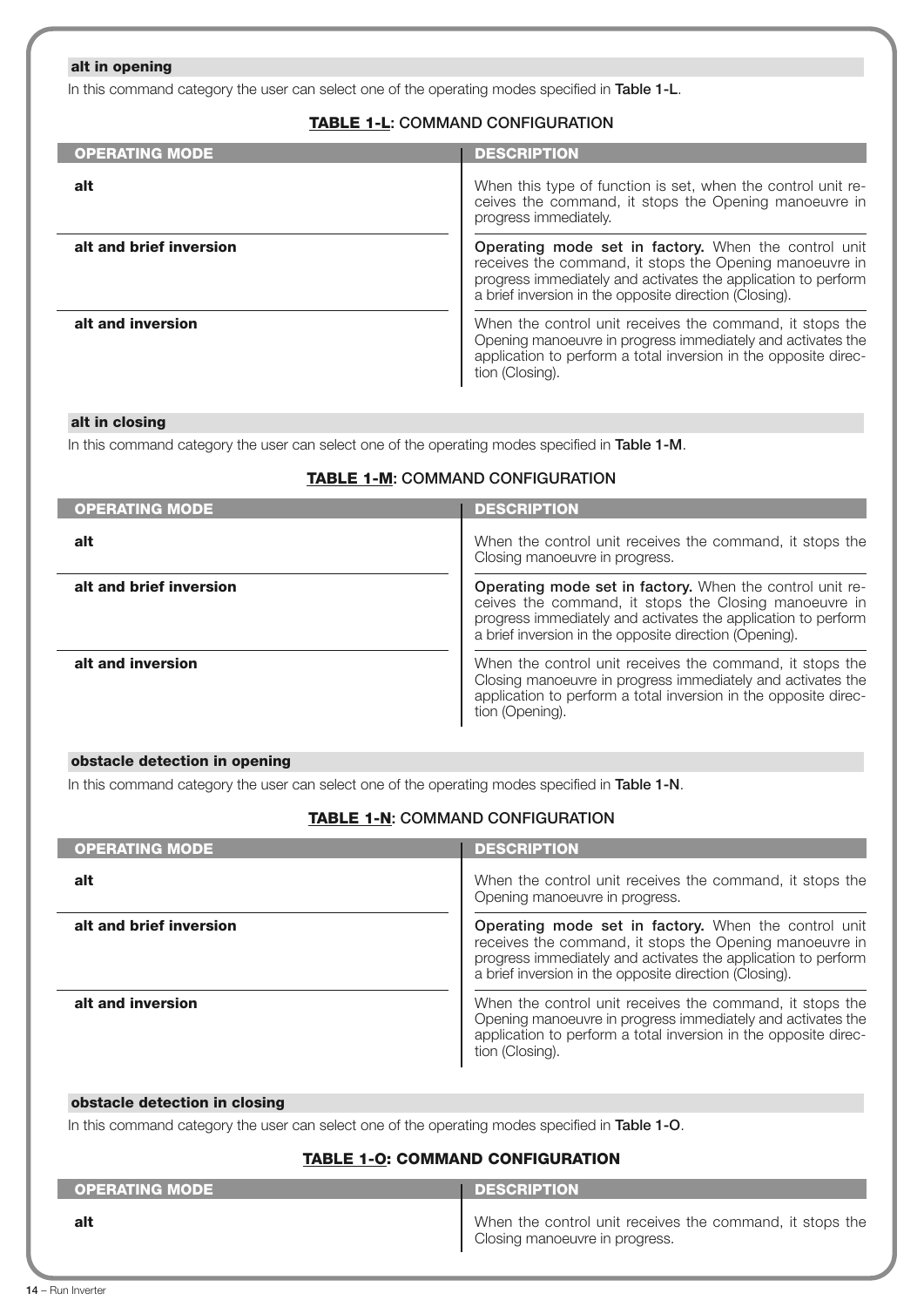#### alt in opening

In this command category the user can select one of the operating modes specified in **Table 1-L**.

**TABLE 1-L: COMMAND CONFIGURATION**

| OPERATING MODE | DESCRIPTION |
|---|---|
| **alt** | When this type of function is set, when the control unit receives the command, it stops the Opening manoeuvre in progress immediately. |
| **alt and brief inversion** | **Operating mode set in factory.** When the control unit receives the command, it stops the Opening manoeuvre in progress immediately and activates the application to perform a brief inversion in the opposite direction (Closing). |
| **alt and inversion** | When the control unit receives the command, it stops the Opening manoeuvre in progress immediately and activates the application to perform a total inversion in the opposite direction (Closing). |

#### alt in closing

In this command category the user can select one of the operating modes specified in **Table 1-M**.

**TABLE 1-M: COMMAND CONFIGURATION**

| OPERATING MODE | DESCRIPTION |
|---|---|
| **alt** | When the control unit receives the command, it stops the Closing manoeuvre in progress. |
| **alt and brief inversion** | **Operating mode set in factory.** When the control unit receives the command, it stops the Closing manoeuvre in progress immediately and activates the application to perform a brief inversion in the opposite direction (Opening). |
| **alt and inversion** | When the control unit receives the command, it stops the Closing manoeuvre in progress immediately and activates the application to perform a total inversion in the opposite direction (Opening). |

#### obstacle detection in opening

In this command category the user can select one of the operating modes specified in **Table 1-N**.

**TABLE 1-N: COMMAND CONFIGURATION**

| OPERATING MODE | DESCRIPTION |
|---|---|
| **alt** | When the control unit receives the command, it stops the Opening manoeuvre in progress. |
| **alt and brief inversion** | **Operating mode set in factory.** When the control unit receives the command, it stops the Opening manoeuvre in progress immediately and activates the application to perform a brief inversion in the opposite direction (Closing). |
| **alt and inversion** | When the control unit receives the command, it stops the Opening manoeuvre in progress immediately and activates the application to perform a total inversion in the opposite direction (Closing). |

#### obstacle detection in closing

In this command category the user can select one of the operating modes specified in **Table 1-O**.

**TABLE 1-O: COMMAND CONFIGURATION**

| OPERATING MODE | DESCRIPTION |
|---|---|
| **alt** | When the control unit receives the command, it stops the Closing manoeuvre in progress. |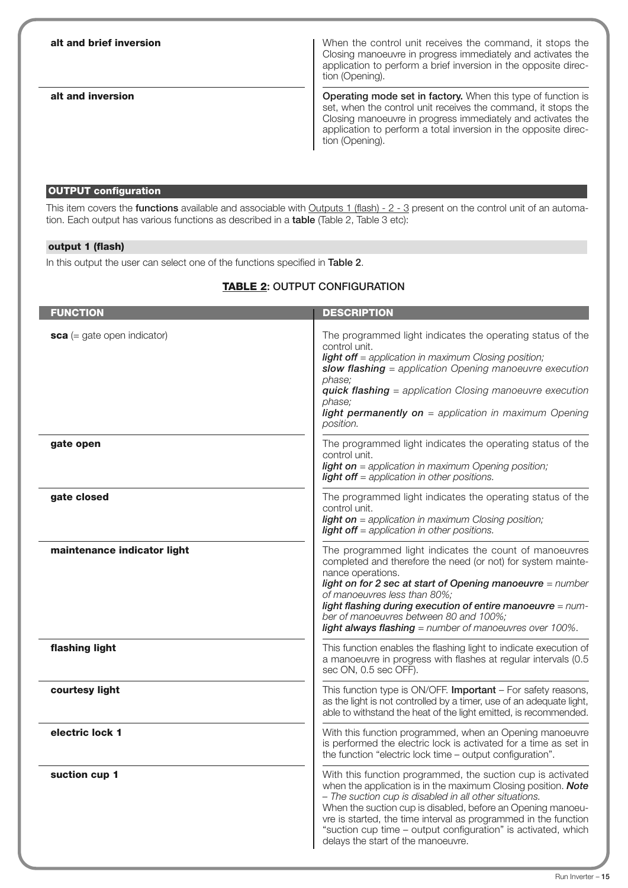| | |
|---|---|
| **alt and brief inversion** | When the control unit receives the command, it stops the Closing manoeuvre in progress immediately and activates the application to perform a brief inversion in the opposite direction (Opening). |
| **alt and inversion** | **Operating mode set in factory.** When this type of function is set, when the control unit receives the command, it stops the Closing manoeuvre in progress immediately and activates the application to perform a total inversion in the opposite direction (Opening). |

## OUTPUT configuration

This item covers the **functions** available and associable with Outputs 1 (flash) - 2 - 3 present on the control unit of an automation. Each output has various functions as described in a **table** (Table 2, Table 3 etc):

### output 1 (flash)

In this output the user can select one of the functions specified in **Table 2**.

**TABLE 2: OUTPUT CONFIGURATION**

| FUNCTION | DESCRIPTION |
|---|---|
| **sca** (= gate open indicator) | The programmed light indicates the operating status of the control unit.<br>***light off*** *= application in maximum Closing position;*<br>***slow flashing*** *= application Opening manoeuvre execution phase;*<br>***quick flashing*** *= application Closing manoeuvre execution phase;*<br>***light permanently on*** *= application in maximum Opening position.* |
| **gate open** | The programmed light indicates the operating status of the control unit.<br>***light on*** *= application in maximum Opening position;*<br>***light off*** *= application in other positions.* |
| **gate closed** | The programmed light indicates the operating status of the control unit.<br>***light on*** *= application in maximum Closing position;*<br>***light off*** *= application in other positions.* |
| **maintenance indicator light** | The programmed light indicates the count of manoeuvres completed and therefore the need (or not) for system maintenance operations.<br>***light on for 2 sec at start of Opening manoeuvre*** *= number of manoeuvres less than 80%;*<br>***light flashing during execution of entire manoeuvre*** *= number of manoeuvres between 80 and 100%;*<br>***light always flashing*** *= number of manoeuvres over 100%.* |
| **flashing light** | This function enables the flashing light to indicate execution of a manoeuvre in progress with flashes at regular intervals (0.5 sec ON, 0.5 sec OFF). |
| **courtesy light** | This function type is ON/OFF. **Important** – For safety reasons, as the light is not controlled by a timer, use of an adequate light, able to withstand the heat of the light emitted, is recommended. |
| **electric lock 1** | With this function programmed, when an Opening manoeuvre is performed the electric lock is activated for a time as set in the function "electric lock time – output configuration". |
| **suction cup 1** | With this function programmed, the suction cup is activated when the application is in the maximum Closing position. ***Note*** *– The suction cup is disabled in all other situations.*<br>When the suction cup is disabled, before an Opening manoeuvre is started, the time interval as programmed in the function "suction cup time – output configuration" is activated, which delays the start of the manoeuvre. |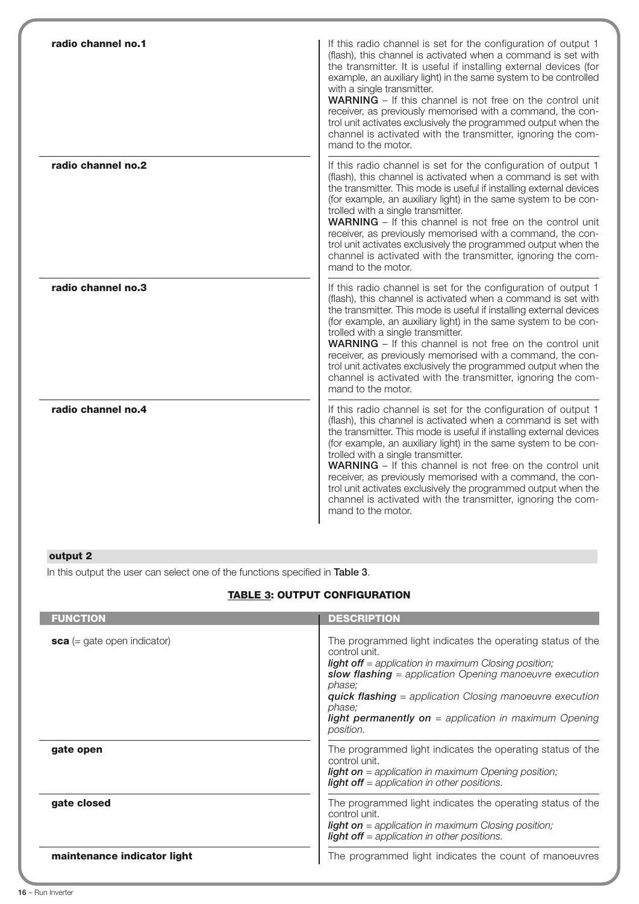| | |
|---|---|
| **radio channel no.1** | If this radio channel is set for the configuration of output 1 (flash), this channel is activated when a command is set with the transmitter. It is useful if installing external devices (for example, an auxiliary light) in the same system to be controlled with a single transmitter.<br>**WARNING** – If this channel is not free on the control unit receiver, as previously memorised with a command, the control unit activates exclusively the programmed output when the channel is activated with the transmitter, ignoring the command to the motor. |
| **radio channel no.2** | If this radio channel is set for the configuration of output 1 (flash), this channel is activated when a command is set with the transmitter. This mode is useful if installing external devices (for example, an auxiliary light) in the same system to be controlled with a single transmitter.<br>**WARNING** – If this channel is not free on the control unit receiver, as previously memorised with a command, the control unit activates exclusively the programmed output when the channel is activated with the transmitter, ignoring the command to the motor. |
| **radio channel no.3** | If this radio channel is set for the configuration of output 1 (flash), this channel is activated when a command is set with the transmitter. This mode is useful if installing external devices (for example, an auxiliary light) in the same system to be controlled with a single transmitter.<br>**WARNING** – If this channel is not free on the control unit receiver, as previously memorised with a command, the control unit activates exclusively the programmed output when the channel is activated with the transmitter, ignoring the command to the motor. |
| **radio channel no.4** | If this radio channel is set for the configuration of output 1 (flash), this channel is activated when a command is set with the transmitter. This mode is useful if installing external devices (for example, an auxiliary light) in the same system to be controlled with a single transmitter.<br>**WARNING** – If this channel is not free on the control unit receiver, as previously memorised with a command, the control unit activates exclusively the programmed output when the channel is activated with the transmitter, ignoring the command to the motor. |

**output 2**

In this output the user can select one of the functions specified in **Table 3**.

**TABLE 3: OUTPUT CONFIGURATION**

| FUNCTION | DESCRIPTION |
|---|---|
| **sca** (= gate open indicator) | The programmed light indicates the operating status of the control unit.<br>***light off*** *= application in maximum Closing position;*<br>***slow flashing*** *= application Opening manoeuvre execution phase;*<br>***quick flashing*** *= application Closing manoeuvre execution phase;*<br>***light permanently on*** *= application in maximum Opening position.* |
| **gate open** | The programmed light indicates the operating status of the control unit.<br>***light on*** *= application in maximum Opening position;*<br>***light off*** *= application in other positions.* |
| **gate closed** | The programmed light indicates the operating status of the control unit.<br>***light on*** *= application in maximum Closing position;*<br>***light off*** *= application in other positions.* |
| **maintenance indicator light** | The programmed light indicates the count of manoeuvres |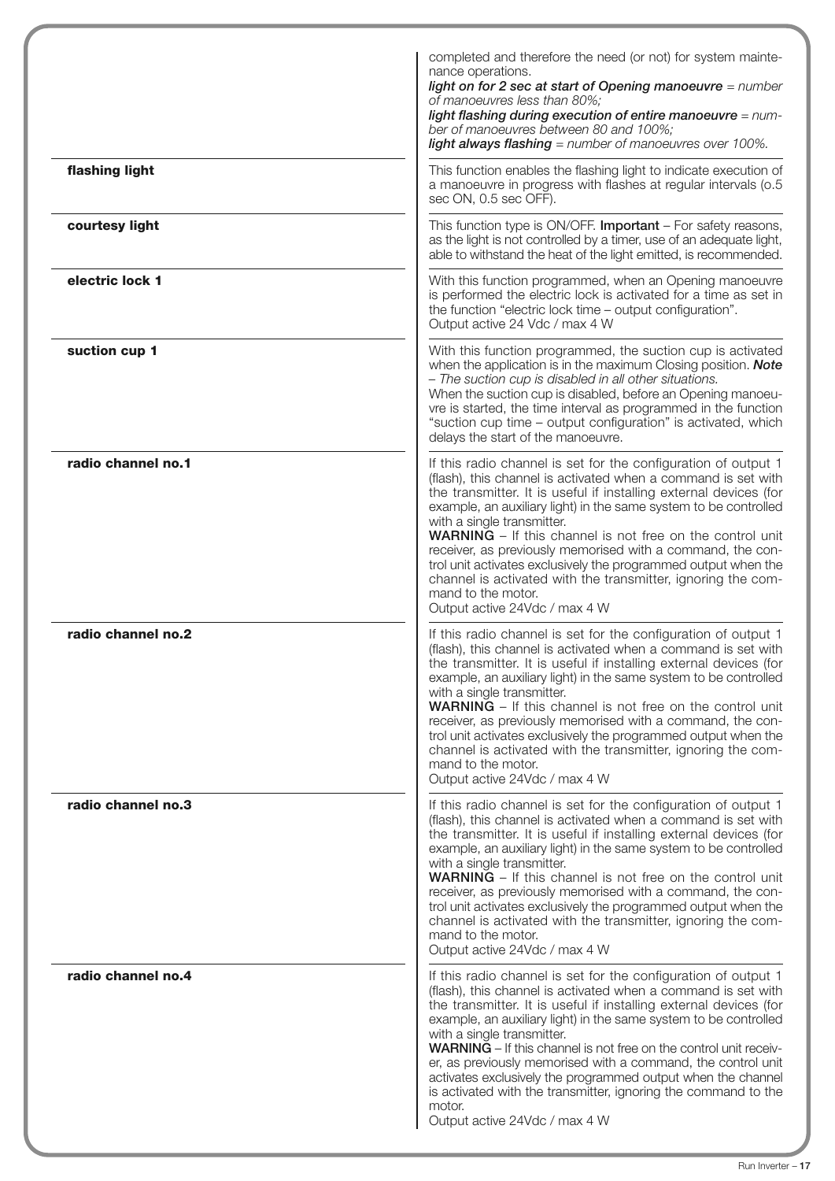| | |
|---|---|
| | completed and therefore the need (or not) for system maintenance operations.<br>***light on for 2 sec at start of Opening manoeuvre*** *= number of manoeuvres less than 80%;*<br>***light flashing during execution of entire manoeuvre*** *= number of manoeuvres between 80 and 100%;*<br>***light always flashing*** *= number of manoeuvres over 100%.* |
| **flashing light** | This function enables the flashing light to indicate execution of a manoeuvre in progress with flashes at regular intervals (o.5 sec ON, 0.5 sec OFF). |
| **courtesy light** | This function type is ON/OFF. **Important** – For safety reasons, as the light is not controlled by a timer, use of an adequate light, able to withstand the heat of the light emitted, is recommended. |
| **electric lock 1** | With this function programmed, when an Opening manoeuvre is performed the electric lock is activated for a time as set in the function "electric lock time – output configuration".<br>Output active 24 Vdc / max 4 W |
| **suction cup 1** | With this function programmed, the suction cup is activated when the application is in the maximum Closing position. ***Note*** *– The suction cup is disabled in all other situations.*<br>When the suction cup is disabled, before an Opening manoeuvre is started, the time interval as programmed in the function "suction cup time – output configuration" is activated, which delays the start of the manoeuvre. |
| **radio channel no.1** | If this radio channel is set for the configuration of output 1 (flash), this channel is activated when a command is set with the transmitter. It is useful if installing external devices (for example, an auxiliary light) in the same system to be controlled with a single transmitter.<br>**WARNING** – If this channel is not free on the control unit receiver, as previously memorised with a command, the control unit activates exclusively the programmed output when the channel is activated with the transmitter, ignoring the command to the motor.<br>Output active 24Vdc / max 4 W |
| **radio channel no.2** | If this radio channel is set for the configuration of output 1 (flash), this channel is activated when a command is set with the transmitter. It is useful if installing external devices (for example, an auxiliary light) in the same system to be controlled with a single transmitter.<br>**WARNING** – If this channel is not free on the control unit receiver, as previously memorised with a command, the control unit activates exclusively the programmed output when the channel is activated with the transmitter, ignoring the command to the motor.<br>Output active 24Vdc / max 4 W |
| **radio channel no.3** | If this radio channel is set for the configuration of output 1 (flash), this channel is activated when a command is set with the transmitter. It is useful if installing external devices (for example, an auxiliary light) in the same system to be controlled with a single transmitter.<br>**WARNING** – If this channel is not free on the control unit receiver, as previously memorised with a command, the control unit activates exclusively the programmed output when the channel is activated with the transmitter, ignoring the command to the motor.<br>Output active 24Vdc / max 4 W |
| **radio channel no.4** | If this radio channel is set for the configuration of output 1 (flash), this channel is activated when a command is set with the transmitter. It is useful if installing external devices (for example, an auxiliary light) in the same system to be controlled with a single transmitter.<br>**WARNING** – If this channel is not free on the control unit receiver, as previously memorised with a command, the control unit activates exclusively the programmed output when the channel is activated with the transmitter, ignoring the command to the motor.<br>Output active 24Vdc / max 4 W |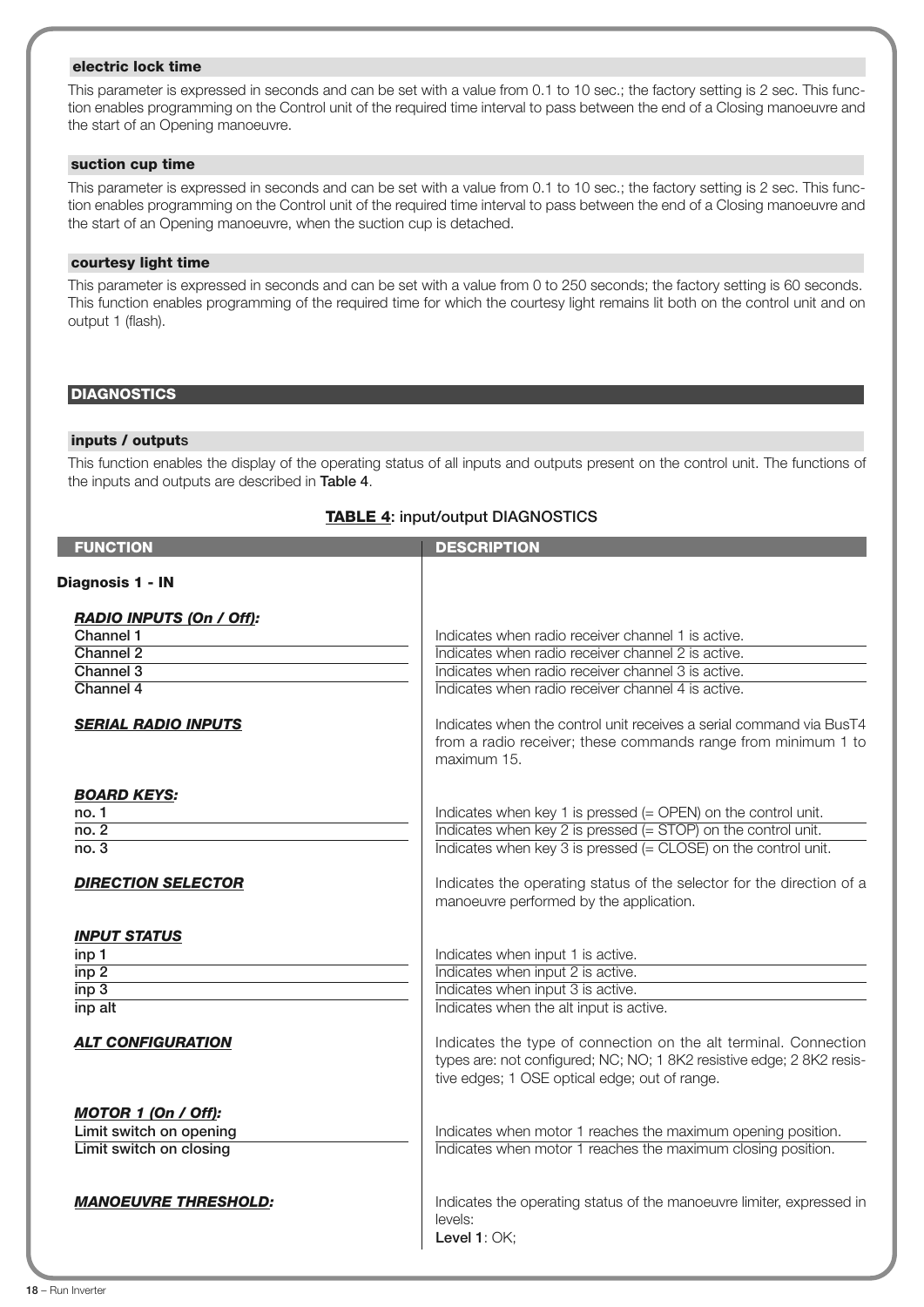### electric lock time

This parameter is expressed in seconds and can be set with a value from 0.1 to 10 sec.; the factory setting is 2 sec. This function enables programming on the Control unit of the required time interval to pass between the end of a Closing manoeuvre and the start of an Opening manoeuvre.

### suction cup time

This parameter is expressed in seconds and can be set with a value from 0.1 to 10 sec.; the factory setting is 2 sec. This function enables programming on the Control unit of the required time interval to pass between the end of a Closing manoeuvre and the start of an Opening manoeuvre, when the suction cup is detached.

### courtesy light time

This parameter is expressed in seconds and can be set with a value from 0 to 250 seconds; the factory setting is 60 seconds. This function enables programming of the required time for which the courtesy light remains lit both on the control unit and on output 1 (flash).

## DIAGNOSTICS

### inputs / outputs

This function enables the display of the operating status of all inputs and outputs present on the control unit. The functions of the inputs and outputs are described in **Table 4**.

**TABLE 4: input/output DIAGNOSTICS**

| FUNCTION | DESCRIPTION |
|---|---|
| **Diagnosis 1 - IN** | |
| ***RADIO INPUTS (On / Off):*** | |
| **Channel 1** | Indicates when radio receiver channel 1 is active. |
| **Channel 2** | Indicates when radio receiver channel 2 is active. |
| **Channel 3** | Indicates when radio receiver channel 3 is active. |
| **Channel 4** | Indicates when radio receiver channel 4 is active. |
| ***SERIAL RADIO INPUTS*** | Indicates when the control unit receives a serial command via BusT4 from a radio receiver; these commands range from minimum 1 to maximum 15. |
| ***BOARD KEYS:*** | |
| **no. 1** | Indicates when key 1 is pressed (= OPEN) on the control unit. |
| **no. 2** | Indicates when key 2 is pressed (= STOP) on the control unit. |
| **no. 3** | Indicates when key 3 is pressed (= CLOSE) on the control unit. |
| ***DIRECTION SELECTOR*** | Indicates the operating status of the selector for the direction of a manoeuvre performed by the application. |
| ***INPUT STATUS*** | |
| **inp 1** | Indicates when input 1 is active. |
| **inp 2** | Indicates when input 2 is active. |
| **inp 3** | Indicates when input 3 is active. |
| **inp alt** | Indicates when the alt input is active. |
| ***ALT CONFIGURATION*** | Indicates the type of connection on the alt terminal. Connection types are: not configured; NC; NO; 1 8K2 resistive edge; 2 8K2 resistive edges; 1 OSE optical edge; out of range. |
| ***MOTOR 1 (On / Off):*** | |
| **Limit switch on opening** | Indicates when motor 1 reaches the maximum opening position. |
| **Limit switch on closing** | Indicates when motor 1 reaches the maximum closing position. |
| ***MANOEUVRE THRESHOLD:*** | Indicates the operating status of the manoeuvre limiter, expressed in levels:<br>**Level 1**: OK; |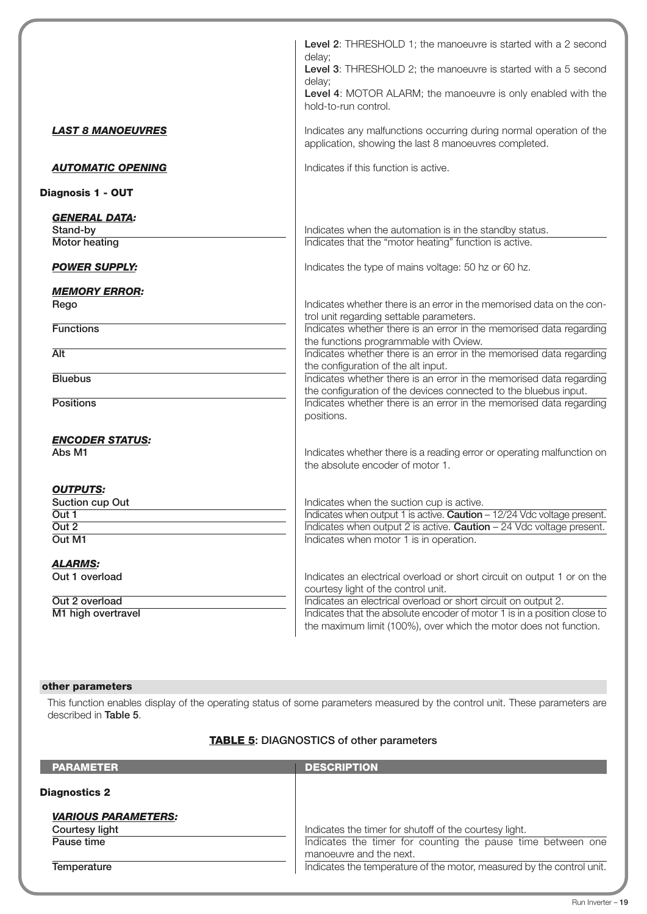| | |
|---|---|
| | **Level 2**: THRESHOLD 1; the manoeuvre is started with a 2 second delay;<br>**Level 3**: THRESHOLD 2; the manoeuvre is started with a 5 second delay;<br>**Level 4**: MOTOR ALARM; the manoeuvre is only enabled with the hold-to-run control. |
| ***LAST 8 MANOEUVRES*** | Indicates any malfunctions occurring during normal operation of the application, showing the last 8 manoeuvres completed. |
| ***AUTOMATIC OPENING*** | Indicates if this function is active. |
| **Diagnosis 1 - OUT** | |
| ***GENERAL DATA:*** | |
| Stand-by | Indicates when the automation is in the standby status. |
| Motor heating | Indicates that the "motor heating" function is active. |
| ***POWER SUPPLY:*** | Indicates the type of mains voltage: 50 hz or 60 hz. |
| ***MEMORY ERROR:*** | |
| Rego | Indicates whether there is an error in the memorised data on the control unit regarding settable parameters. |
| Functions | Indicates whether there is an error in the memorised data regarding the functions programmable with Oview. |
| Alt | Indicates whether there is an error in the memorised data regarding the configuration of the alt input. |
| Bluebus | Indicates whether there is an error in the memorised data regarding the configuration of the devices connected to the bluebus input. |
| Positions | Indicates whether there is an error in the memorised data regarding positions. |
| ***ENCODER STATUS:*** | |
| Abs M1 | Indicates whether there is a reading error or operating malfunction on the absolute encoder of motor 1. |
| ***OUTPUTS:*** | |
| Suction cup Out | Indicates when the suction cup is active. |
| Out 1 | Indicates when output 1 is active. **Caution** – 12/24 Vdc voltage present. |
| Out 2 | Indicates when output 2 is active. **Caution** – 24 Vdc voltage present. |
| Out M1 | Indicates when motor 1 is in operation. |
| ***ALARMS:*** | |
| Out 1 overload | Indicates an electrical overload or short circuit on output 1 or on the courtesy light of the control unit. |
| Out 2 overload | Indicates an electrical overload or short circuit on output 2. |
| M1 high overtravel | Indicates that the absolute encoder of motor 1 is in a position close to the maximum limit (100%), over which the motor does not function. |

### other parameters

This function enables display of the operating status of some parameters measured by the control unit. These parameters are described in **Table 5**.

**TABLE 5: DIAGNOSTICS of other parameters**

| PARAMETER | DESCRIPTION |
|---|---|
| **Diagnostics 2** | |
| ***VARIOUS PARAMETERS:*** | |
| Courtesy light | Indicates the timer for shutoff of the courtesy light. |
| Pause time | Indicates the timer for counting the pause time between one manoeuvre and the next. |
| Temperature | Indicates the temperature of the motor, measured by the control unit. |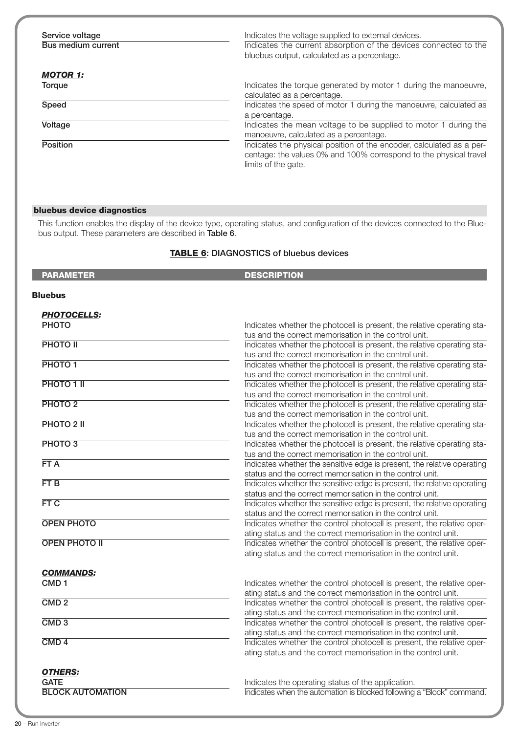| | |
|---|---|
| Service voltage | Indicates the voltage supplied to external devices. |
| Bus medium current | Indicates the current absorption of the devices connected to the bluebus output, calculated as a percentage. |
| ***MOTOR 1:*** | |
| Torque | Indicates the torque generated by motor 1 during the manoeuvre, calculated as a percentage. |
| Speed | Indicates the speed of motor 1 during the manoeuvre, calculated as a percentage. |
| Voltage | Indicates the mean voltage to be supplied to motor 1 during the manoeuvre, calculated as a percentage. |
| Position | Indicates the physical position of the encoder, calculated as a percentage: the values 0% and 100% correspond to the physical travel limits of the gate. |

### bluebus device diagnostics

This function enables the display of the device type, operating status, and configuration of the devices connected to the Bluebus output. These parameters are described in **Table 6**.

**TABLE 6: DIAGNOSTICS of bluebus devices**

| PARAMETER | DESCRIPTION |
|---|---|
| **Bluebus** | |
| ***PHOTOCELLS:*** | |
| PHOTO | Indicates whether the photocell is present, the relative operating status and the correct memorisation in the control unit. |
| PHOTO II | Indicates whether the photocell is present, the relative operating status and the correct memorisation in the control unit. |
| PHOTO 1 | Indicates whether the photocell is present, the relative operating status and the correct memorisation in the control unit. |
| PHOTO 1 II | Indicates whether the photocell is present, the relative operating status and the correct memorisation in the control unit. |
| PHOTO 2 | Indicates whether the photocell is present, the relative operating status and the correct memorisation in the control unit. |
| PHOTO 2 II | Indicates whether the photocell is present, the relative operating status and the correct memorisation in the control unit. |
| PHOTO 3 | Indicates whether the photocell is present, the relative operating status and the correct memorisation in the control unit. |
| FT A | Indicates whether the sensitive edge is present, the relative operating status and the correct memorisation in the control unit. |
| FT B | Indicates whether the sensitive edge is present, the relative operating status and the correct memorisation in the control unit. |
| FT C | Indicates whether the sensitive edge is present, the relative operating status and the correct memorisation in the control unit. |
| OPEN PHOTO | Indicates whether the control photocell is present, the relative operating status and the correct memorisation in the control unit. |
| OPEN PHOTO II | Indicates whether the control photocell is present, the relative operating status and the correct memorisation in the control unit. |
| ***COMMANDS:*** | |
| CMD 1 | Indicates whether the control photocell is present, the relative operating status and the correct memorisation in the control unit. |
| CMD 2 | Indicates whether the control photocell is present, the relative operating status and the correct memorisation in the control unit. |
| CMD 3 | Indicates whether the control photocell is present, the relative operating status and the correct memorisation in the control unit. |
| CMD 4 | Indicates whether the control photocell is present, the relative operating status and the correct memorisation in the control unit. |
| ***OTHERS:*** | |
| GATE | Indicates the operating status of the application. |
| BLOCK AUTOMATION | Indicates when the automation is blocked following a "Block" command. |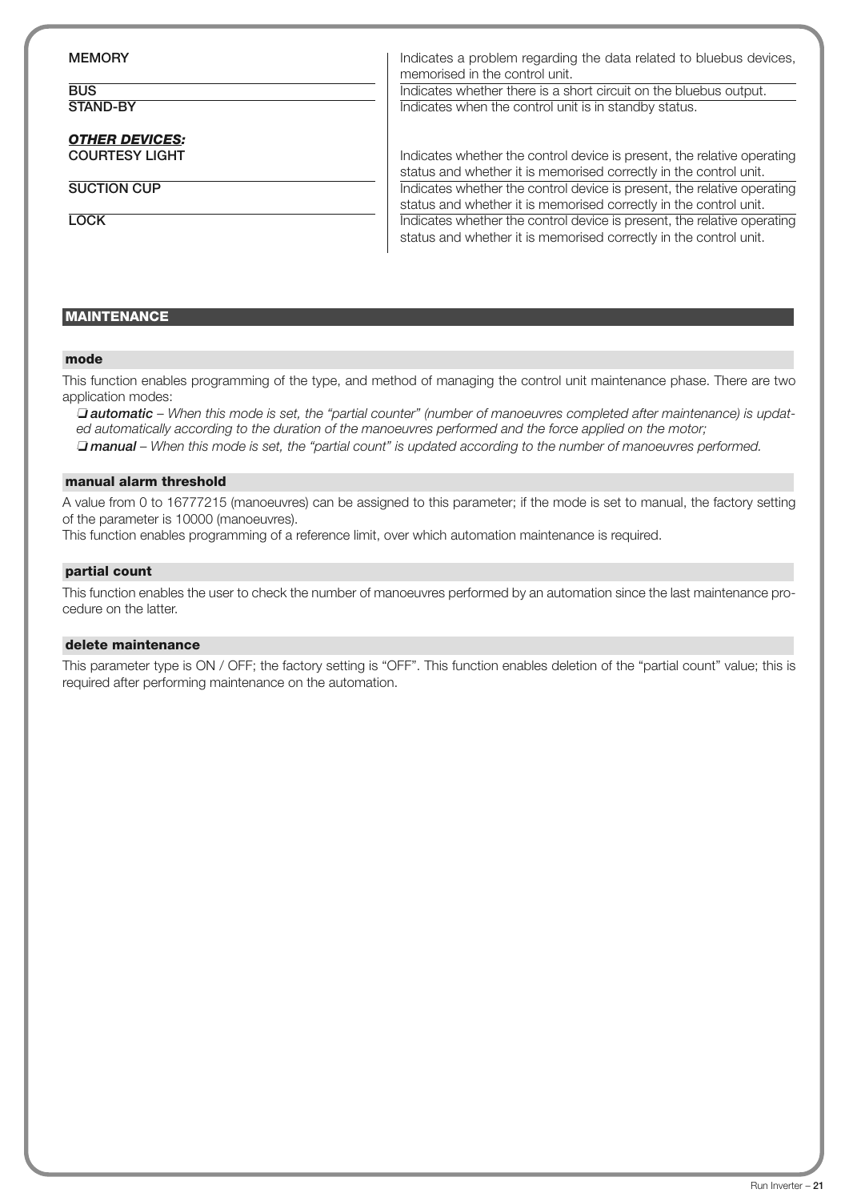| | |
|---|---|
| **MEMORY** | Indicates a problem regarding the data related to bluebus devices, memorised in the control unit. |
| **BUS** | Indicates whether there is a short circuit on the bluebus output. |
| **STAND-BY** | Indicates when the control unit is in standby status. |
| ***OTHER DEVICES:*** | |
| **COURTESY LIGHT** | Indicates whether the control device is present, the relative operating status and whether it is memorised correctly in the control unit. |
| **SUCTION CUP** | Indicates whether the control device is present, the relative operating status and whether it is memorised correctly in the control unit. |
| **LOCK** | Indicates whether the control device is present, the relative operating status and whether it is memorised correctly in the control unit. |

## MAINTENANCE

### mode

This function enables programming of the type, and method of managing the control unit maintenance phase. There are two application modes:

❑ ***automatic*** – *When this mode is set, the "partial counter" (number of manoeuvres completed after maintenance) is updated automatically according to the duration of the manoeuvres performed and the force applied on the motor;*

❑ ***manual*** – *When this mode is set, the "partial count" is updated according to the number of manoeuvres performed.*

### manual alarm threshold

A value from 0 to 16777215 (manoeuvres) can be assigned to this parameter; if the mode is set to manual, the factory setting of the parameter is 10000 (manoeuvres).

This function enables programming of a reference limit, over which automation maintenance is required.

### partial count

This function enables the user to check the number of manoeuvres performed by an automation since the last maintenance procedure on the latter.

### delete maintenance

This parameter type is ON / OFF; the factory setting is "OFF". This function enables deletion of the "partial count" value; this is required after performing maintenance on the automation.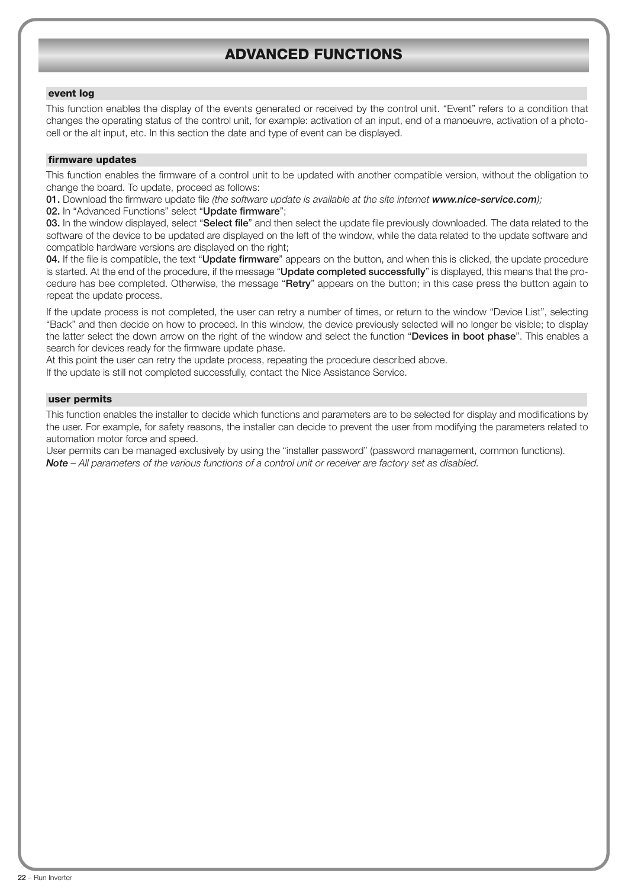# ADVANCED FUNCTIONS

## event log

This function enables the display of the events generated or received by the control unit. "Event" refers to a condition that changes the operating status of the control unit, for example: activation of an input, end of a manoeuvre, activation of a photocell or the alt input, etc. In this section the date and type of event can be displayed.

## firmware updates

This function enables the firmware of a control unit to be updated with another compatible version, without the obligation to change the board. To update, proceed as follows:

**01.** Download the firmware update file *(the software update is available at the site internet **www.nice-service.com**);*

**02.** In "Advanced Functions" select "**Update firmware**";

**03.** In the window displayed, select "**Select file**" and then select the update file previously downloaded. The data related to the software of the device to be updated are displayed on the left of the window, while the data related to the update software and compatible hardware versions are displayed on the right;

**04.** If the file is compatible, the text "**Update firmware**" appears on the button, and when this is clicked, the update procedure is started. At the end of the procedure, if the message "**Update completed successfully**" is displayed, this means that the procedure has bee completed. Otherwise, the message "**Retry**" appears on the button; in this case press the button again to repeat the update process.

If the update process is not completed, the user can retry a number of times, or return to the window "Device List", selecting "Back" and then decide on how to proceed. In this window, the device previously selected will no longer be visible; to display the latter select the down arrow on the right of the window and select the function "**Devices in boot phase**". This enables a search for devices ready for the firmware update phase.

At this point the user can retry the update process, repeating the procedure described above.

If the update is still not completed successfully, contact the Nice Assistance Service.

## user permits

This function enables the installer to decide which functions and parameters are to be selected for display and modifications by the user. For example, for safety reasons, the installer can decide to prevent the user from modifying the parameters related to automation motor force and speed.

User permits can be managed exclusively by using the "installer password" (password management, common functions).

***Note*** *– All parameters of the various functions of a control unit or receiver are factory set as disabled.*